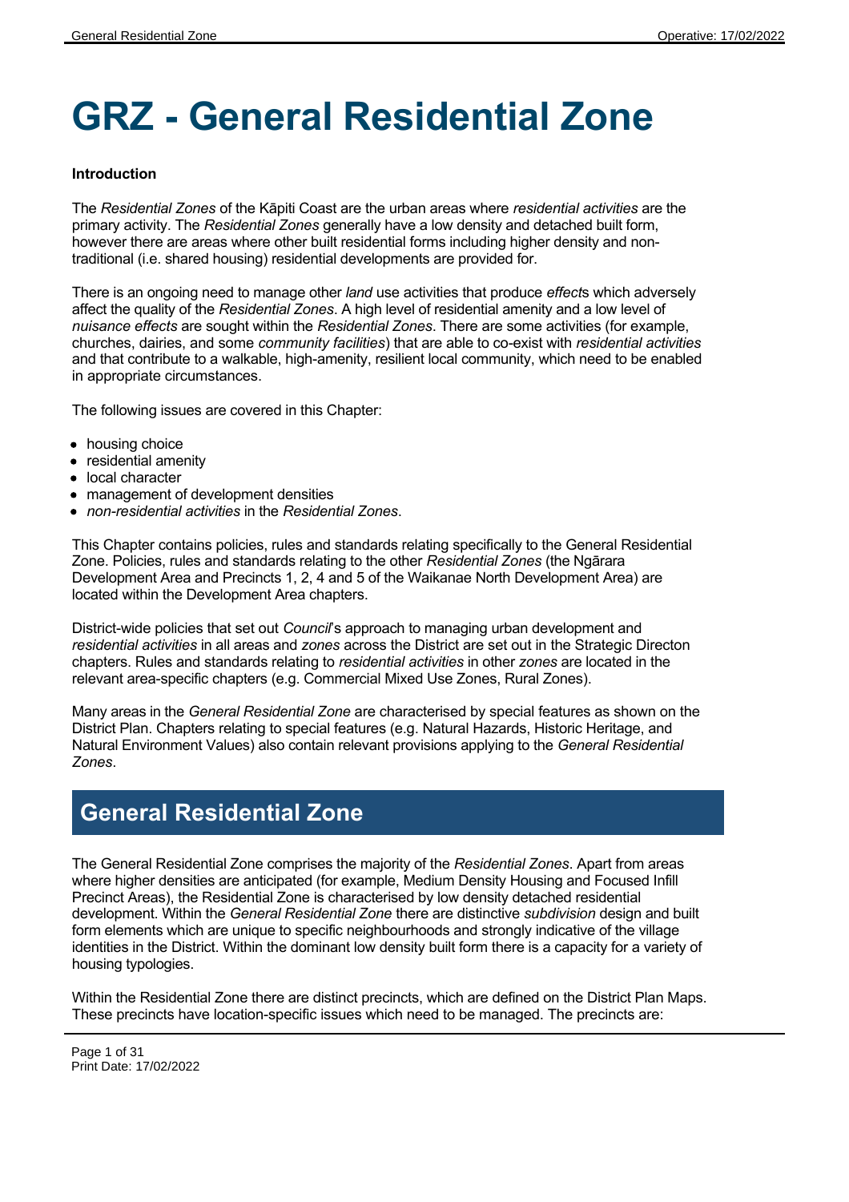# GRZ - General Residential Zone

**Introduction**

The *Residential Zones* of the Kāpiti Coast are the urban areas where *residential activities* are the primary activity. The *Residential Zones* generally have a low density and detached built form, however there are areas where other built residential forms including higher density and non-traditional (i.e. shared housing) residential developments are provided for.

There is an ongoing need to manage other *land* use activities that produce *effect*s which adversely affect the quality of the *Residential Zones*. A high level of residential amenity and a low level of *nuisance effects* are sought within the *Residential Zones*. There are some activities (for example, churches, dairies, and some *community facilities*) that are able to co-exist with *residential activities* and that contribute to a walkable, high-amenity, resilient local community, which need to be enabled in appropriate circumstances.

The following issues are covered in this Chapter:

- housing choice
- residential amenity
- local character
- management of development densities
- *non-residential activities* in the *Residential Zones*.

This Chapter contains policies, rules and standards relating specifically to the General Residential Zone. Policies, rules and standards relating to the other *Residential Zones* (the Ngārara Development Area and Precincts 1, 2, 4 and 5 of the Waikanae North Development Area) are located within the Development Area chapters.

District-wide policies that set out *Council*'s approach to managing urban development and *residential activities* in all areas and *zones* across the District are set out in the Strategic Directon chapters. Rules and standards relating to *residential activities* in other *zones* are located in the relevant area-specific chapters (e.g. Commercial Mixed Use Zones, Rural Zones).

Many areas in the *General Residential Zone* are characterised by special features as shown on the District Plan. Chapters relating to special features (e.g. Natural Hazards, Historic Heritage, and Natural Environment Values) also contain relevant provisions applying to the *General Residential Zones*.

## General Residential Zone

The General Residential Zone comprises the majority of the *Residential Zones*. Apart from areas where higher densities are anticipated (for example, Medium Density Housing and Focused Infill Precinct Areas), the Residential Zone is characterised by low density detached residential development. Within the *General Residential Zone* there are distinctive *subdivision* design and built form elements which are unique to specific neighbourhoods and strongly indicative of the village identities in the District. Within the dominant low density built form there is a capacity for a variety of housing typologies.

Within the Residential Zone there are distinct precincts, which are defined on the District Plan Maps. These precincts have location-specific issues which need to be managed. The precincts are: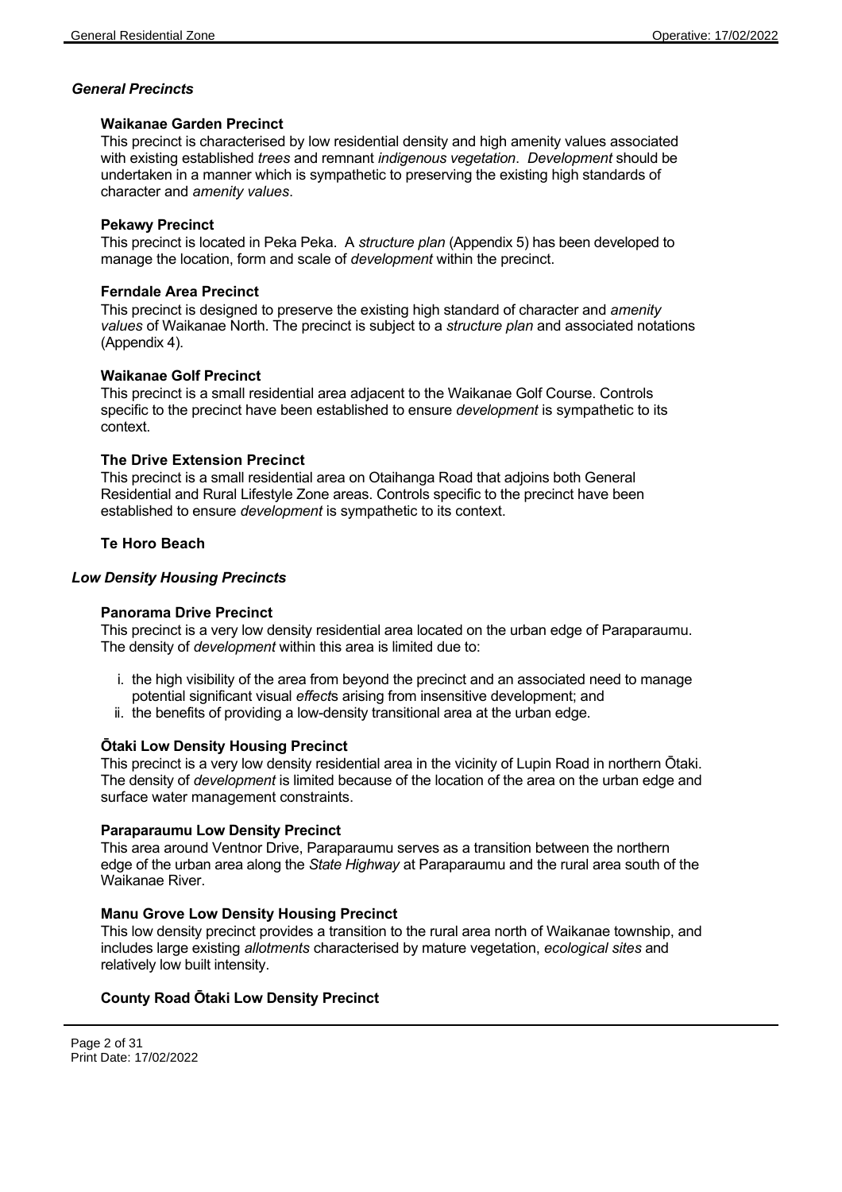## *General Precincts*

### Waikanae Garden Precinct

This precinct is characterised by low residential density and high amenity values associated with existing established *trees* and remnant *indigenous vegetation*. *Development* should be undertaken in a manner which is sympathetic to preserving the existing high standards of character and *amenity values*.

### Pekawy Precinct

This precinct is located in Peka Peka. A *structure plan* (Appendix 5) has been developed to manage the location, form and scale of *development* within the precinct.

### Ferndale Area Precinct

This precinct is designed to preserve the existing high standard of character and *amenity values* of Waikanae North. The precinct is subject to a *structure plan* and associated notations (Appendix 4).

### Waikanae Golf Precinct

This precinct is a small residential area adjacent to the Waikanae Golf Course. Controls specific to the precinct have been established to ensure *development* is sympathetic to its context.

### The Drive Extension Precinct

This precinct is a small residential area on Otaihanga Road that adjoins both General Residential and Rural Lifestyle Zone areas. Controls specific to the precinct have been established to ensure *development* is sympathetic to its context.

### Te Horo Beach

## *Low Density Housing Precincts*

### Panorama Drive Precinct

This precinct is a very low density residential area located on the urban edge of Paraparaumu. The density of *development* within this area is limited due to:

i. the high visibility of the area from beyond the precinct and an associated need to manage potential significant visual *effect*s arising from insensitive development; and
ii. the benefits of providing a low-density transitional area at the urban edge.

### Ōtaki Low Density Housing Precinct

This precinct is a very low density residential area in the vicinity of Lupin Road in northern Ōtaki. The density of *development* is limited because of the location of the area on the urban edge and surface water management constraints.

### Paraparaumu Low Density Precinct

This area around Ventnor Drive, Paraparaumu serves as a transition between the northern edge of the urban area along the *State Highway* at Paraparaumu and the rural area south of the Waikanae River.

### Manu Grove Low Density Housing Precinct

This low density precinct provides a transition to the rural area north of Waikanae township, and includes large existing *allotments* characterised by mature vegetation, *ecological sites* and relatively low built intensity.

### County Road Ōtaki Low Density Precinct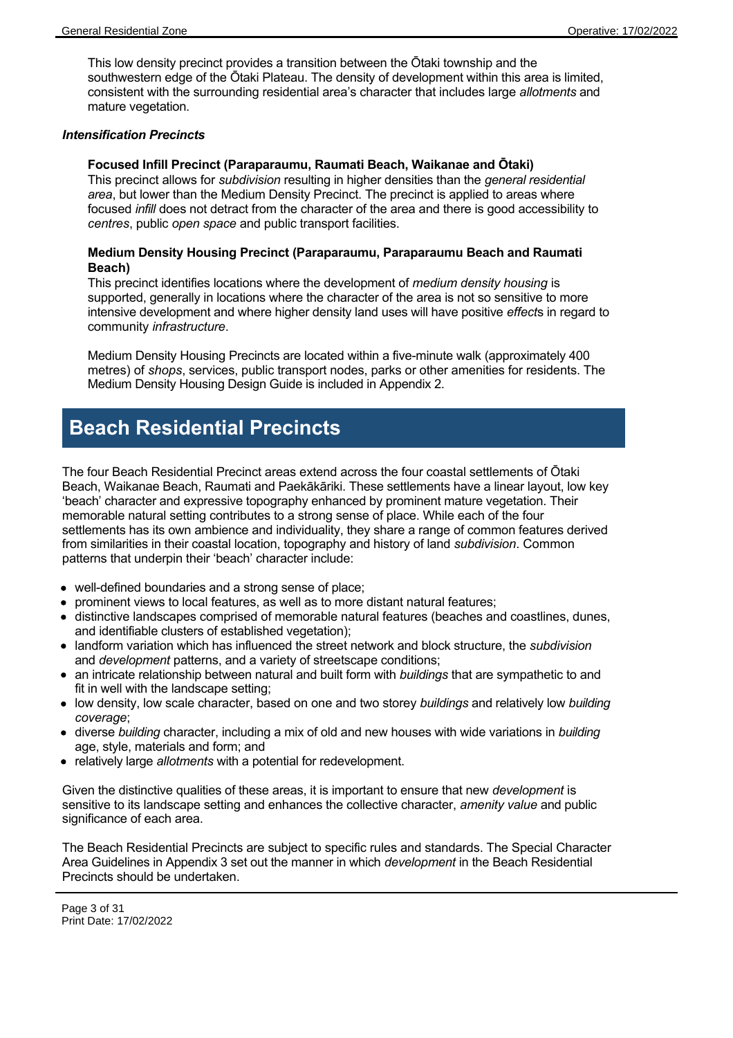This low density precinct provides a transition between the Ōtaki township and the southwestern edge of the Ōtaki Plateau. The density of development within this area is limited, consistent with the surrounding residential area's character that includes large *allotments* and mature vegetation.

***Intensification Precincts***

**Focused Infill Precinct (Paraparaumu, Raumati Beach, Waikanae and Ōtaki)**
This precinct allows for *subdivision* resulting in higher densities than the *general residential area*, but lower than the Medium Density Precinct. The precinct is applied to areas where focused *infill* does not detract from the character of the area and there is good accessibility to *centres*, public *open space* and public transport facilities.

**Medium Density Housing Precinct (Paraparaumu, Paraparaumu Beach and Raumati Beach)**
This precinct identifies locations where the development of *medium density housing* is supported, generally in locations where the character of the area is not so sensitive to more intensive development and where higher density land uses will have positive *effect*s in regard to community *infrastructure*.

Medium Density Housing Precincts are located within a five-minute walk (approximately 400 metres) of *shops*, services, public transport nodes, parks or other amenities for residents. The Medium Density Housing Design Guide is included in Appendix 2.

## Beach Residential Precincts

The four Beach Residential Precinct areas extend across the four coastal settlements of Ōtaki Beach, Waikanae Beach, Raumati and Paekākāriki. These settlements have a linear layout, low key 'beach' character and expressive topography enhanced by prominent mature vegetation. Their memorable natural setting contributes to a strong sense of place. While each of the four settlements has its own ambience and individuality, they share a range of common features derived from similarities in their coastal location, topography and history of land *subdivision*. Common patterns that underpin their 'beach' character include:

- well-defined boundaries and a strong sense of place;
- prominent views to local features, as well as to more distant natural features;
- distinctive landscapes comprised of memorable natural features (beaches and coastlines, dunes, and identifiable clusters of established vegetation);
- landform variation which has influenced the street network and block structure, the *subdivision* and *development* patterns, and a variety of streetscape conditions;
- an intricate relationship between natural and built form with *buildings* that are sympathetic to and fit in well with the landscape setting;
- low density, low scale character, based on one and two storey *buildings* and relatively low *building coverage*;
- diverse *building* character, including a mix of old and new houses with wide variations in *building* age, style, materials and form; and
- relatively large *allotments* with a potential for redevelopment.

Given the distinctive qualities of these areas, it is important to ensure that new *development* is sensitive to its landscape setting and enhances the collective character, *amenity value* and public significance of each area.

The Beach Residential Precincts are subject to specific rules and standards. The Special Character Area Guidelines in Appendix 3 set out the manner in which *development* in the Beach Residential Precincts should be undertaken.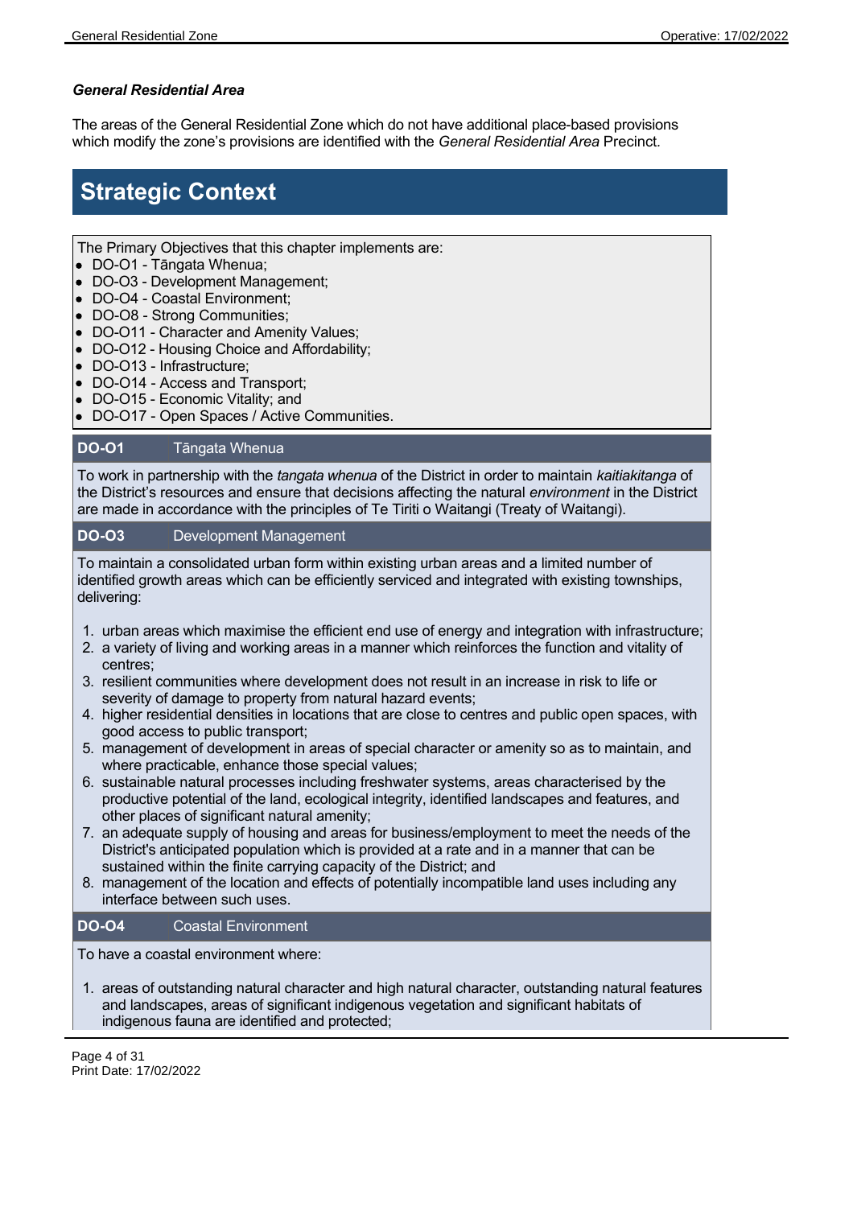***General Residential Area***

The areas of the General Residential Zone which do not have additional place-based provisions which modify the zone's provisions are identified with the *General Residential Area* Precinct.

# Strategic Context

The Primary Objectives that this chapter implements are:

- DO-O1 - Tāngata Whenua;
- DO-O3 - Development Management;
- DO-O4 - Coastal Environment;
- DO-O8 - Strong Communities;
- DO-O11 - Character and Amenity Values;
- DO-O12 - Housing Choice and Affordability;
- DO-O13 - Infrastructure;
- DO-O14 - Access and Transport;
- DO-O15 - Economic Vitality; and
- DO-O17 - Open Spaces / Active Communities.

### **DO-O1** Tāngata Whenua

To work in partnership with the *tangata whenua* of the District in order to maintain *kaitiakitanga* of the District's resources and ensure that decisions affecting the natural *environment* in the District are made in accordance with the principles of Te Tiriti o Waitangi (Treaty of Waitangi).

### **DO-O3** Development Management

To maintain a consolidated urban form within existing urban areas and a limited number of identified growth areas which can be efficiently serviced and integrated with existing townships, delivering:

1. urban areas which maximise the efficient end use of energy and integration with infrastructure;
2. a variety of living and working areas in a manner which reinforces the function and vitality of centres;
3. resilient communities where development does not result in an increase in risk to life or severity of damage to property from natural hazard events;
4. higher residential densities in locations that are close to centres and public open spaces, with good access to public transport;
5. management of development in areas of special character or amenity so as to maintain, and where practicable, enhance those special values;
6. sustainable natural processes including freshwater systems, areas characterised by the productive potential of the land, ecological integrity, identified landscapes and features, and other places of significant natural amenity;
7. an adequate supply of housing and areas for business/employment to meet the needs of the District's anticipated population which is provided at a rate and in a manner that can be sustained within the finite carrying capacity of the District; and
8. management of the location and effects of potentially incompatible land uses including any interface between such uses.

### **DO-O4** Coastal Environment

To have a coastal environment where:

1. areas of outstanding natural character and high natural character, outstanding natural features and landscapes, areas of significant indigenous vegetation and significant habitats of indigenous fauna are identified and protected;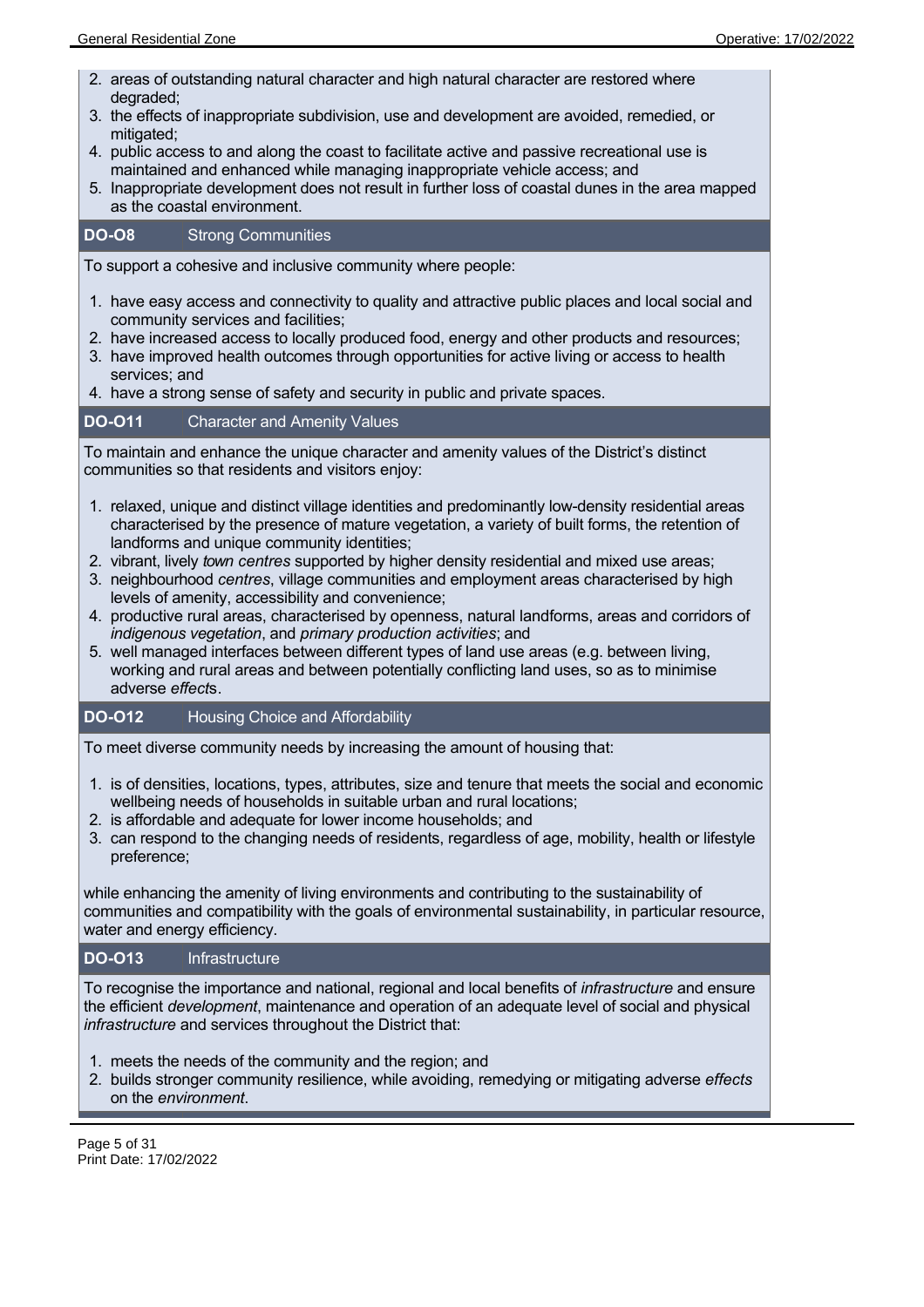2. areas of outstanding natural character and high natural character are restored where degraded;
3. the effects of inappropriate subdivision, use and development are avoided, remedied, or mitigated;
4. public access to and along the coast to facilitate active and passive recreational use is maintained and enhanced while managing inappropriate vehicle access; and
5. Inappropriate development does not result in further loss of coastal dunes in the area mapped as the coastal environment.

### DO-O8 Strong Communities

To support a cohesive and inclusive community where people:

1. have easy access and connectivity to quality and attractive public places and local social and community services and facilities;
2. have increased access to locally produced food, energy and other products and resources;
3. have improved health outcomes through opportunities for active living or access to health services; and
4. have a strong sense of safety and security in public and private spaces.

### DO-O11 Character and Amenity Values

To maintain and enhance the unique character and amenity values of the District's distinct communities so that residents and visitors enjoy:

1. relaxed, unique and distinct village identities and predominantly low-density residential areas characterised by the presence of mature vegetation, a variety of built forms, the retention of landforms and unique community identities;
2. vibrant, lively *town centres* supported by higher density residential and mixed use areas;
3. neighbourhood *centres*, village communities and employment areas characterised by high levels of amenity, accessibility and convenience;
4. productive rural areas, characterised by openness, natural landforms, areas and corridors of *indigenous vegetation*, and *primary production activities*; and
5. well managed interfaces between different types of land use areas (e.g. between living, working and rural areas and between potentially conflicting land uses, so as to minimise adverse *effect*s.

### DO-O12 Housing Choice and Affordability

To meet diverse community needs by increasing the amount of housing that:

1. is of densities, locations, types, attributes, size and tenure that meets the social and economic wellbeing needs of households in suitable urban and rural locations;
2. is affordable and adequate for lower income households; and
3. can respond to the changing needs of residents, regardless of age, mobility, health or lifestyle preference;

while enhancing the amenity of living environments and contributing to the sustainability of communities and compatibility with the goals of environmental sustainability, in particular resource, water and energy efficiency.

### DO-O13 Infrastructure

To recognise the importance and national, regional and local benefits of *infrastructure* and ensure the efficient *development*, maintenance and operation of an adequate level of social and physical *infrastructure* and services throughout the District that:

1. meets the needs of the community and the region; and
2. builds stronger community resilience, while avoiding, remedying or mitigating adverse *effects* on the *environment*.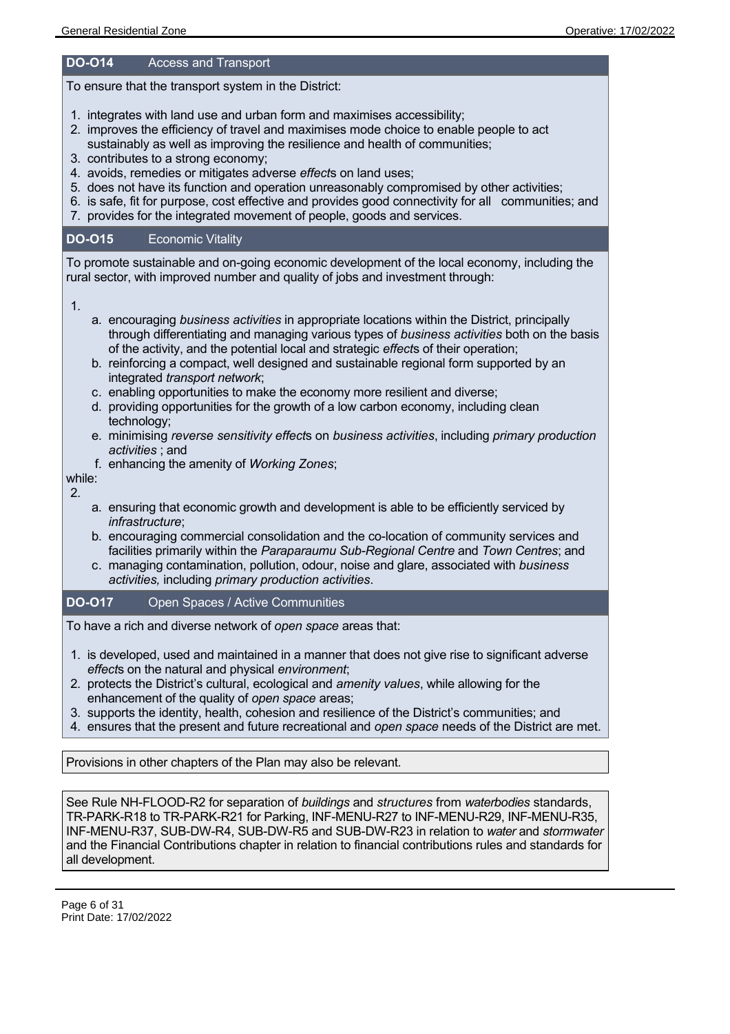## DO-O14 Access and Transport

To ensure that the transport system in the District:

1. integrates with land use and urban form and maximises accessibility;
2. improves the efficiency of travel and maximises mode choice to enable people to act sustainably as well as improving the resilience and health of communities;
3. contributes to a strong economy;
4. avoids, remedies or mitigates adverse *effect*s on land uses;
5. does not have its function and operation unreasonably compromised by other activities;
6. is safe, fit for purpose, cost effective and provides good connectivity for all communities; and
7. provides for the integrated movement of people, goods and services.

## DO-O15 Economic Vitality

To promote sustainable and on-going economic development of the local economy, including the rural sector, with improved number and quality of jobs and investment through:

1.
    a. encouraging *business activities* in appropriate locations within the District, principally through differentiating and managing various types of *business activities* both on the basis of the activity, and the potential local and strategic *effect*s of their operation;
    b. reinforcing a compact, well designed and sustainable regional form supported by an integrated *transport network*;
    c. enabling opportunities to make the economy more resilient and diverse;
    d. providing opportunities for the growth of a low carbon economy, including clean technology;
    e. minimising *reverse sensitivity effect*s on *business activities*, including *primary production activities* ; and
    f. enhancing the amenity of *Working Zones*;

while:

2.
    a. ensuring that economic growth and development is able to be efficiently serviced by *infrastructure*;
    b. encouraging commercial consolidation and the co-location of community services and facilities primarily within the *Paraparaumu Sub-Regional Centre* and *Town Centres*; and
    c. managing contamination, pollution, odour, noise and glare, associated with *business activities,* including *primary production activities*.

## DO-O17 Open Spaces / Active Communities

To have a rich and diverse network of *open space* areas that:

1. is developed, used and maintained in a manner that does not give rise to significant adverse *effect*s on the natural and physical *environment*;
2. protects the District's cultural, ecological and *amenity values*, while allowing for the enhancement of the quality of *open space* areas;
3. supports the identity, health, cohesion and resilience of the District's communities; and
4. ensures that the present and future recreational and *open space* needs of the District are met.

Provisions in other chapters of the Plan may also be relevant.

See Rule NH-FLOOD-R2 for separation of *buildings* and *structures* from *waterbodies* standards, TR-PARK-R18 to TR-PARK-R21 for Parking, INF-MENU-R27 to INF-MENU-R29, INF-MENU-R35, INF-MENU-R37, SUB-DW-R4, SUB-DW-R5 and SUB-DW-R23 in relation to *water* and *stormwater* and the Financial Contributions chapter in relation to financial contributions rules and standards for all development.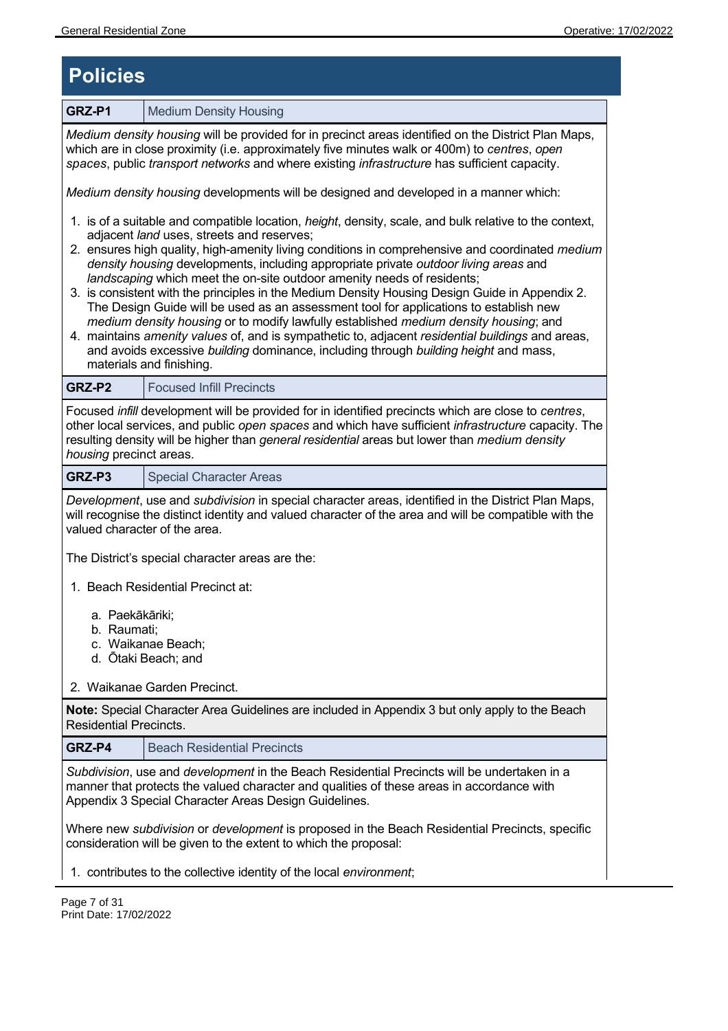# Policies

## GRZ-P1 Medium Density Housing

*Medium density housing* will be provided for in precinct areas identified on the District Plan Maps, which are in close proximity (i.e. approximately five minutes walk or 400m) to *centres*, *open spaces*, public *transport networks* and where existing *infrastructure* has sufficient capacity.

*Medium density housing* developments will be designed and developed in a manner which:

1. is of a suitable and compatible location, *height*, density, scale, and bulk relative to the context, adjacent *land* uses, streets and reserves;
2. ensures high quality, high-amenity living conditions in comprehensive and coordinated *medium density housing* developments, including appropriate private *outdoor living areas* and *landscaping* which meet the on-site outdoor amenity needs of residents;
3. is consistent with the principles in the Medium Density Housing Design Guide in Appendix 2. The Design Guide will be used as an assessment tool for applications to establish new *medium density housing* or to modify lawfully established *medium density housing*; and
4. maintains *amenity values* of, and is sympathetic to, adjacent *residential buildings* and areas, and avoids excessive *building* dominance, including through *building height* and mass, materials and finishing.

## GRZ-P2 Focused Infill Precincts

Focused *infill* development will be provided for in identified precincts which are close to *centres*, other local services, and public *open spaces* and which have sufficient *infrastructure* capacity. The resulting density will be higher than *general residential* areas but lower than *medium density housing* precinct areas.

## GRZ-P3 Special Character Areas

*Development*, use and *subdivision* in special character areas, identified in the District Plan Maps, will recognise the distinct identity and valued character of the area and will be compatible with the valued character of the area.

The District's special character areas are the:

1. Beach Residential Precinct at:
   a. Paekākāriki;
   b. Raumati;
   c. Waikanae Beach;
   d. Ōtaki Beach; and
2. Waikanae Garden Precinct.

**Note:** Special Character Area Guidelines are included in Appendix 3 but only apply to the Beach Residential Precincts.

## GRZ-P4 Beach Residential Precincts

*Subdivision*, use and *development* in the Beach Residential Precincts will be undertaken in a manner that protects the valued character and qualities of these areas in accordance with Appendix 3 Special Character Areas Design Guidelines.

Where new *subdivision* or *development* is proposed in the Beach Residential Precincts, specific consideration will be given to the extent to which the proposal:

1. contributes to the collective identity of the local *environment*;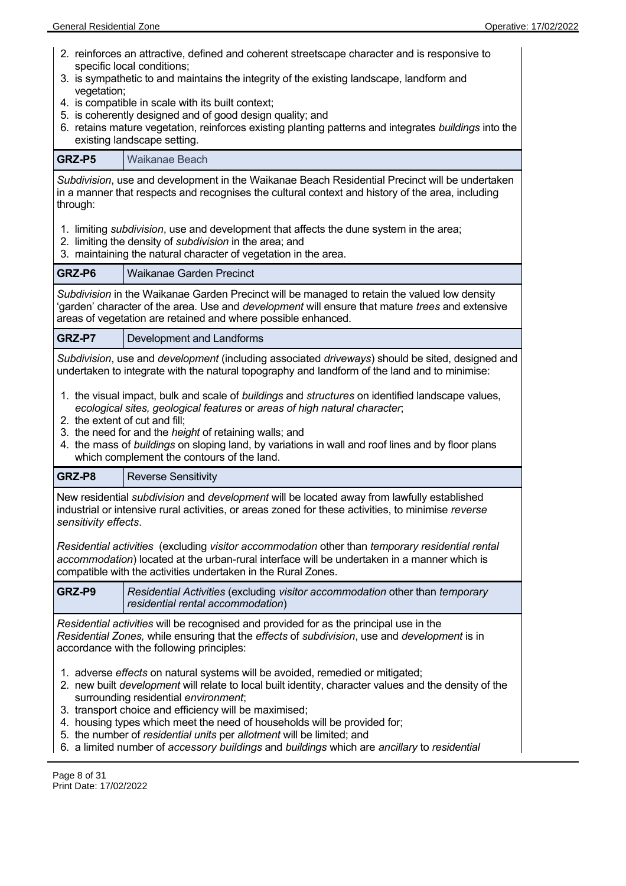2. reinforces an attractive, defined and coherent streetscape character and is responsive to specific local conditions;
3. is sympathetic to and maintains the integrity of the existing landscape, landform and vegetation;
4. is compatible in scale with its built context;
5. is coherently designed and of good design quality; and
6. retains mature vegetation, reinforces existing planting patterns and integrates *buildings* into the existing landscape setting.

| **GRZ-P5** | Waikanae Beach |
|---|---|

*Subdivision*, use and development in the Waikanae Beach Residential Precinct will be undertaken in a manner that respects and recognises the cultural context and history of the area, including through:

1. limiting *subdivision*, use and development that affects the dune system in the area;
2. limiting the density of *subdivision* in the area; and
3. maintaining the natural character of vegetation in the area.

| **GRZ-P6** | Waikanae Garden Precinct |
|---|---|

*Subdivision* in the Waikanae Garden Precinct will be managed to retain the valued low density 'garden' character of the area. Use and *development* will ensure that mature *trees* and extensive areas of vegetation are retained and where possible enhanced.

| **GRZ-P7** | Development and Landforms |
|---|---|

*Subdivision*, use and *development* (including associated *driveways*) should be sited, designed and undertaken to integrate with the natural topography and landform of the land and to minimise:

1. the visual impact, bulk and scale of *buildings* and *structures* on identified landscape values, *ecological sites, geological features* or *areas of high natural character*;
2. the extent of cut and fill;
3. the need for and the *height* of retaining walls; and
4. the mass of *buildings* on sloping land, by variations in wall and roof lines and by floor plans which complement the contours of the land.

| **GRZ-P8** | Reverse Sensitivity |
|---|---|

New residential *subdivision* and *development* will be located away from lawfully established industrial or intensive rural activities, or areas zoned for these activities, to minimise *reverse sensitivity effects*.

*Residential activities* (excluding *visitor accommodation* other than *temporary residential rental accommodation*) located at the urban-rural interface will be undertaken in a manner which is compatible with the activities undertaken in the Rural Zones.

| **GRZ-P9** | *Residential Activities* (excluding *visitor accommodation* other than *temporary residential rental accommodation*) |
|---|---|

*Residential activities* will be recognised and provided for as the principal use in the *Residential Zones,* while ensuring that the *effects* of *subdivision*, use and *development* is in accordance with the following principles:

1. adverse *effects* on natural systems will be avoided, remedied or mitigated;
2. new built *development* will relate to local built identity, character values and the density of the surrounding residential *environment*;
3. transport choice and efficiency will be maximised;
4. housing types which meet the need of households will be provided for;
5. the number of *residential units* per *allotment* will be limited; and
6. a limited number of *accessory buildings* and *buildings* which are *ancillary* to *residential*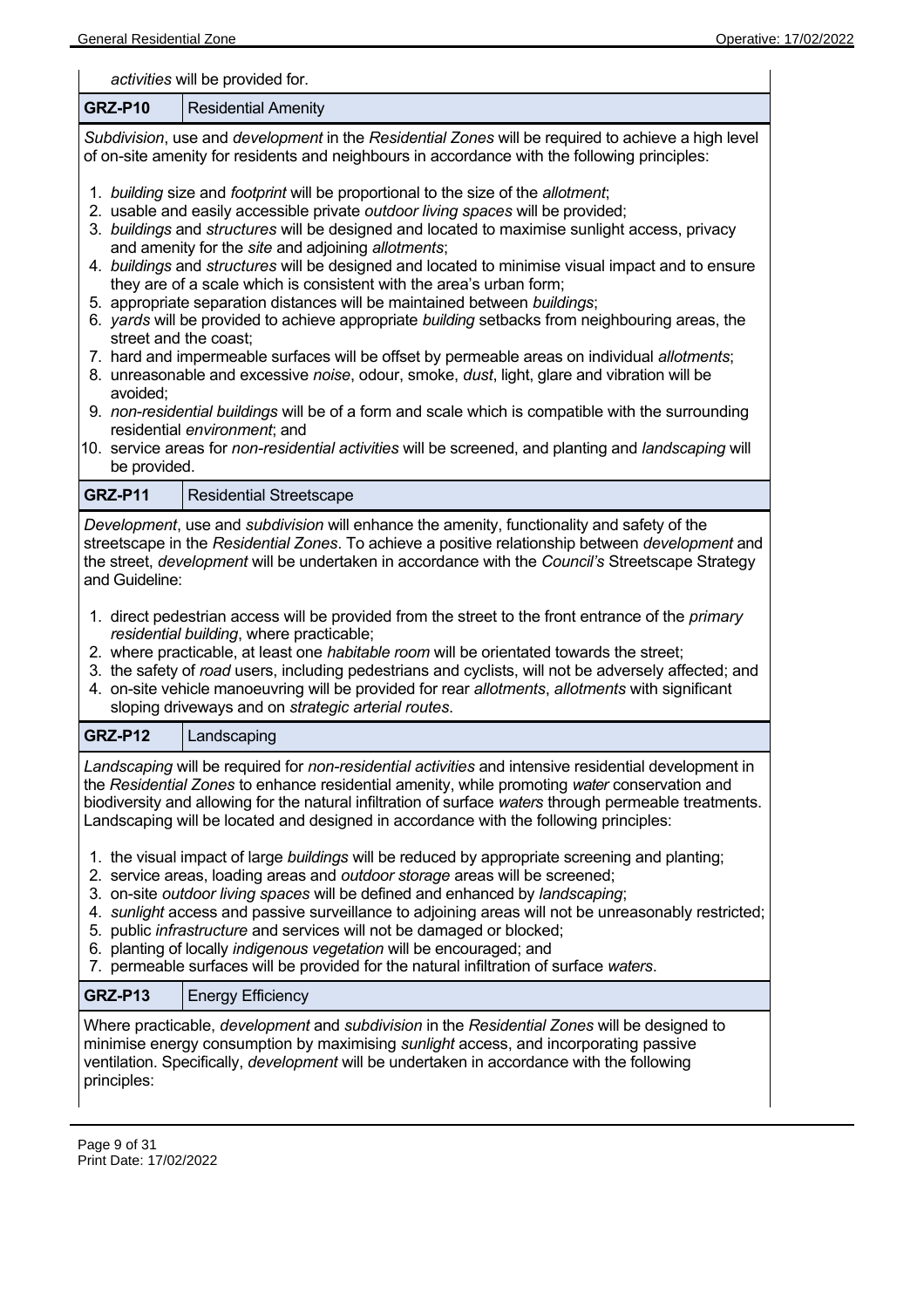*activities* will be provided for.

| GRZ-P10 | Residential Amenity |
|---|---|

*Subdivision*, use and *development* in the *Residential Zones* will be required to achieve a high level of on-site amenity for residents and neighbours in accordance with the following principles:

1. *building* size and *footprint* will be proportional to the size of the *allotment*;
2. usable and easily accessible private *outdoor living spaces* will be provided;
3. *buildings* and *structures* will be designed and located to maximise sunlight access, privacy and amenity for the *site* and adjoining *allotments*;
4. *buildings* and *structures* will be designed and located to minimise visual impact and to ensure they are of a scale which is consistent with the area's urban form;
5. appropriate separation distances will be maintained between *buildings*;
6. *yards* will be provided to achieve appropriate *building* setbacks from neighbouring areas, the street and the coast;
7. hard and impermeable surfaces will be offset by permeable areas on individual *allotments*;
8. unreasonable and excessive *noise*, odour, smoke, *dust*, light, glare and vibration will be avoided;
9. *non-residential buildings* will be of a form and scale which is compatible with the surrounding residential *environment*; and
10. service areas for *non-residential activities* will be screened, and planting and *landscaping* will be provided.

| GRZ-P11 | Residential Streetscape |
|---|---|

*Development*, use and *subdivision* will enhance the amenity, functionality and safety of the streetscape in the *Residential Zones*. To achieve a positive relationship between *development* and the street, *development* will be undertaken in accordance with the *Council's* Streetscape Strategy and Guideline:

1. direct pedestrian access will be provided from the street to the front entrance of the *primary residential building*, where practicable;
2. where practicable, at least one *habitable room* will be orientated towards the street;
3. the safety of *road* users, including pedestrians and cyclists, will not be adversely affected; and
4. on-site vehicle manoeuvring will be provided for rear *allotments*, *allotments* with significant sloping driveways and on *strategic arterial routes*.

| GRZ-P12 | Landscaping |
|---|---|

*Landscaping* will be required for *non-residential activities* and intensive residential development in the *Residential Zones* to enhance residential amenity, while promoting *water* conservation and biodiversity and allowing for the natural infiltration of surface *waters* through permeable treatments. Landscaping will be located and designed in accordance with the following principles:

1. the visual impact of large *buildings* will be reduced by appropriate screening and planting;
2. service areas, loading areas and *outdoor storage* areas will be screened;
3. on-site *outdoor living spaces* will be defined and enhanced by *landscaping*;
4. *sunlight* access and passive surveillance to adjoining areas will not be unreasonably restricted;
5. public *infrastructure* and services will not be damaged or blocked;
6. planting of locally *indigenous vegetation* will be encouraged; and
7. permeable surfaces will be provided for the natural infiltration of surface *waters*.

| GRZ-P13 | Energy Efficiency |
|---|---|

Where practicable, *development* and *subdivision* in the *Residential Zones* will be designed to minimise energy consumption by maximising *sunlight* access, and incorporating passive ventilation. Specifically, *development* will be undertaken in accordance with the following principles: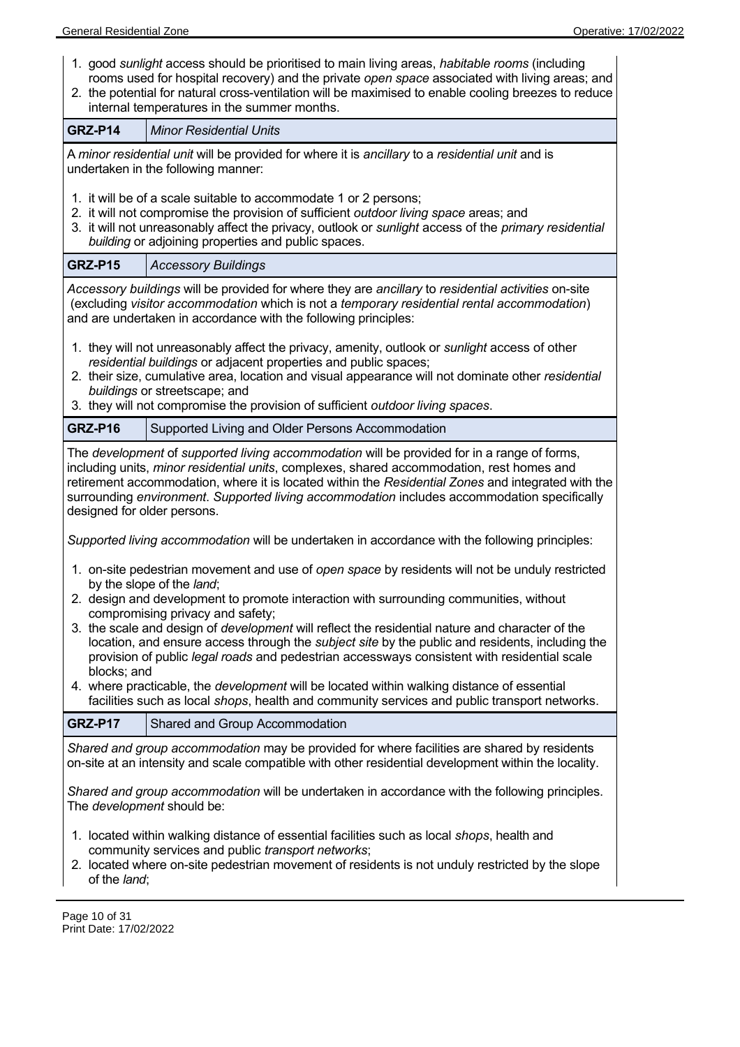1. good *sunlight* access should be prioritised to main living areas, *habitable rooms* (including rooms used for hospital recovery) and the private *open space* associated with living areas; and
2. the potential for natural cross-ventilation will be maximised to enable cooling breezes to reduce internal temperatures in the summer months.

| GRZ-P14 | *Minor Residential Units* |
|---|---|

A *minor residential unit* will be provided for where it is *ancillary* to a *residential unit* and is undertaken in the following manner:

1. it will be of a scale suitable to accommodate 1 or 2 persons;
2. it will not compromise the provision of sufficient *outdoor living space* areas; and
3. it will not unreasonably affect the privacy, outlook or *sunlight* access of the *primary residential building* or adjoining properties and public spaces.

| GRZ-P15 | *Accessory Buildings* |
|---|---|

*Accessory buildings* will be provided for where they are *ancillary* to *residential activities* on-site (excluding *visitor accommodation* which is not a *temporary residential rental accommodation*) and are undertaken in accordance with the following principles:

1. they will not unreasonably affect the privacy, amenity, outlook or *sunlight* access of other *residential buildings* or adjacent properties and public spaces;
2. their size, cumulative area, location and visual appearance will not dominate other *residential buildings* or streetscape; and
3. they will not compromise the provision of sufficient *outdoor living spaces*.

| GRZ-P16 | Supported Living and Older Persons Accommodation |
|---|---|

The *development* of *supported living accommodation* will be provided for in a range of forms, including units, *minor residential units*, complexes, shared accommodation, rest homes and retirement accommodation, where it is located within the *Residential Zones* and integrated with the surrounding *environment*. *Supported living accommodation* includes accommodation specifically designed for older persons.

*Supported living accommodation* will be undertaken in accordance with the following principles:

1. on-site pedestrian movement and use of *open space* by residents will not be unduly restricted by the slope of the *land*;
2. design and development to promote interaction with surrounding communities, without compromising privacy and safety;
3. the scale and design of *development* will reflect the residential nature and character of the location, and ensure access through the *subject site* by the public and residents, including the provision of public *legal roads* and pedestrian accessways consistent with residential scale blocks; and
4. where practicable, the *development* will be located within walking distance of essential facilities such as local *shops*, health and community services and public transport networks.

| GRZ-P17 | Shared and Group Accommodation |
|---|---|

*Shared and group accommodation* may be provided for where facilities are shared by residents on-site at an intensity and scale compatible with other residential development within the locality.

*Shared and group accommodation* will be undertaken in accordance with the following principles. The *development* should be:

1. located within walking distance of essential facilities such as local *shops*, health and community services and public *transport networks*;
2. located where on-site pedestrian movement of residents is not unduly restricted by the slope of the *land*;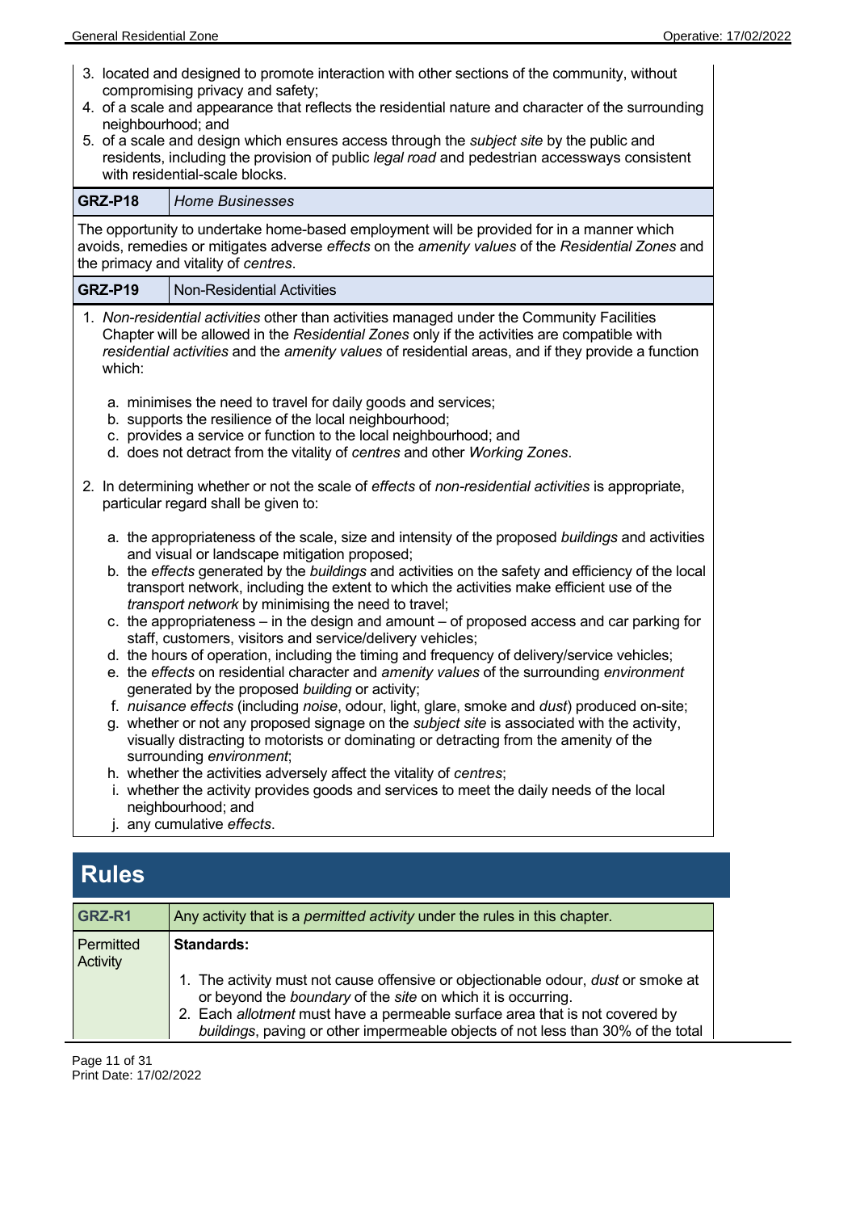3. located and designed to promote interaction with other sections of the community, without compromising privacy and safety;
4. of a scale and appearance that reflects the residential nature and character of the surrounding neighbourhood; and
5. of a scale and design which ensures access through the *subject site* by the public and residents, including the provision of public *legal road* and pedestrian accessways consistent with residential-scale blocks.

| **GRZ-P18** | *Home Businesses* |
|---|---|

The opportunity to undertake home-based employment will be provided for in a manner which avoids, remedies or mitigates adverse *effects* on the *amenity values* of the *Residential Zones* and the primacy and vitality of *centres*.

| **GRZ-P19** | Non-Residential Activities |
|---|---|

1. *Non-residential activities* other than activities managed under the Community Facilities Chapter will be allowed in the *Residential Zones* only if the activities are compatible with *residential activities* and the *amenity values* of residential areas, and if they provide a function which:

   a. minimises the need to travel for daily goods and services;
   b. supports the resilience of the local neighbourhood;
   c. provides a service or function to the local neighbourhood; and
   d. does not detract from the vitality of *centres* and other *Working Zones*.

2. In determining whether or not the scale of *effects* of *non-residential activities* is appropriate, particular regard shall be given to:

   a. the appropriateness of the scale, size and intensity of the proposed *buildings* and activities and visual or landscape mitigation proposed;
   b. the *effects* generated by the *buildings* and activities on the safety and efficiency of the local transport network, including the extent to which the activities make efficient use of the *transport network* by minimising the need to travel;
   c. the appropriateness – in the design and amount – of proposed access and car parking for staff, customers, visitors and service/delivery vehicles;
   d. the hours of operation, including the timing and frequency of delivery/service vehicles;
   e. the *effects* on residential character and *amenity values* of the surrounding *environment* generated by the proposed *building* or activity;
   f. *nuisance effects* (including *noise*, odour, light, glare, smoke and *dust*) produced on-site;
   g. whether or not any proposed signage on the *subject site* is associated with the activity, visually distracting to motorists or dominating or detracting from the amenity of the surrounding *environment*;
   h. whether the activities adversely affect the vitality of *centres*;
   i. whether the activity provides goods and services to meet the daily needs of the local neighbourhood; and
   j. any cumulative *effects*.

# Rules

| **GRZ-R1** | Any activity that is a *permitted activity* under the rules in this chapter. |
|---|---|
| Permitted Activity | **Standards:**<br><br>1. The activity must not cause offensive or objectionable odour, *dust* or smoke at or beyond the *boundary* of the *site* on which it is occurring.<br>2. Each *allotment* must have a permeable surface area that is not covered by *buildings*, paving or other impermeable objects of not less than 30% of the total |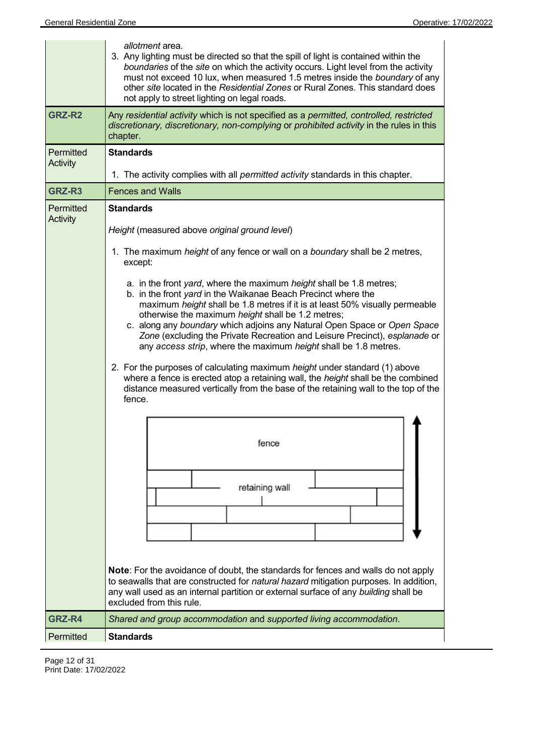| | |
|---|---|
| | *allotment* area.<br>3. Any lighting must be directed so that the spill of light is contained within the *boundaries* of the *site* on which the activity occurs. Light level from the activity must not exceed 10 lux, when measured 1.5 metres inside the *boundary* of any other *site* located in the *Residential Zones* or Rural Zones. This standard does not apply to street lighting on legal roads. |
| **GRZ-R2** | Any *residential activity* which is not specified as a *permitted, controlled, restricted discretionary, discretionary, non-complying* or *prohibited activity* in the rules in this chapter. |
| Permitted Activity | **Standards**<br><br>1. The activity complies with all *permitted activity* standards in this chapter. |
| **GRZ-R3** | Fences and Walls |
| Permitted Activity | **Standards**<br><br>*Height* (measured above *original ground level*)<br><br>1. The maximum *height* of any fence or wall on a *boundary* shall be 2 metres, except:<br>a. in the front *yard*, where the maximum *height* shall be 1.8 metres;<br>b. in the front *yard* in the Waikanae Beach Precinct where the maximum *height* shall be 1.8 metres if it is at least 50% visually permeable otherwise the maximum *height* shall be 1.2 metres;<br>c. along any *boundary* which adjoins any Natural Open Space or *Open Space Zone* (excluding the Private Recreation and Leisure Precinct), *esplanade* or any *access strip*, where the maximum *height* shall be 1.8 metres.<br><br>2. For the purposes of calculating maximum *height* under standard (1) above where a fence is erected atop a retaining wall, the *height* shall be the combined distance measured vertically from the base of the retaining wall to the top of the fence.<br><br>fence<br>retaining wall<br><br>**Note**: For the avoidance of doubt, the standards for fences and walls do not apply to seawalls that are constructed for *natural hazard* mitigation purposes. In addition, any wall used as an internal partition or external surface of any *building* shall be excluded from this rule. |
| **GRZ-R4** | *Shared and group accommodation* and *supported living accommodation*. |
| Permitted | **Standards** |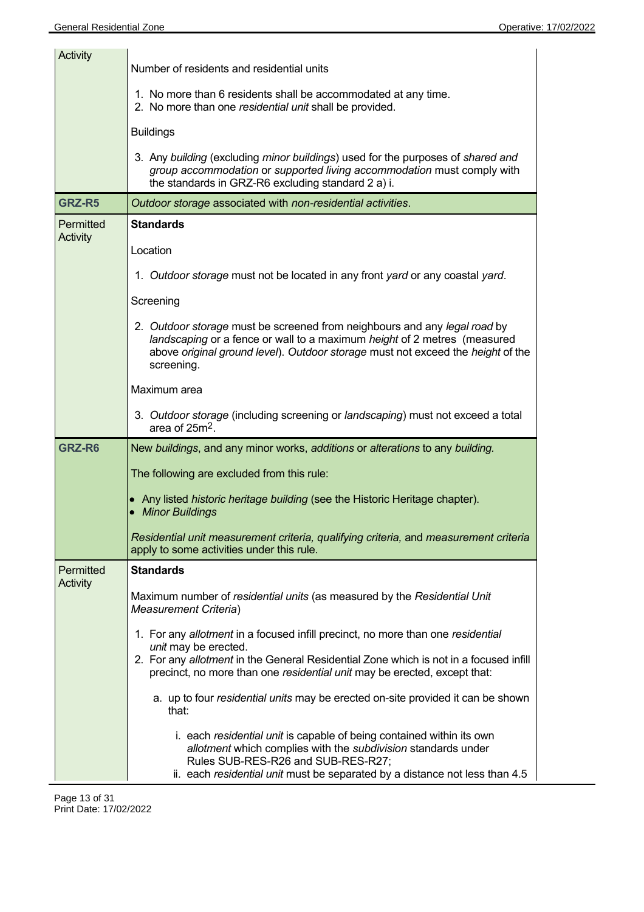| | |
|---|---|
| Activity | Number of residents and residential units<br><br>1. No more than 6 residents shall be accommodated at any time.<br>2. No more than one *residential unit* shall be provided.<br><br>Buildings<br><br>3. Any *building* (excluding *minor buildings*) used for the purposes of *shared and group accommodation* or *supported living accommodation* must comply with the standards in GRZ-R6 excluding standard 2 a) i. |
| **GRZ-R5** | *Outdoor storage* associated with *non-residential activities*. |
| Permitted Activity | **Standards**<br><br>Location<br><br>1. *Outdoor storage* must not be located in any front *yard* or any coastal *yard*.<br><br>Screening<br><br>2. *Outdoor storage* must be screened from neighbours and any *legal road* by *landscaping* or a fence or wall to a maximum *height* of 2 metres (measured above *original ground level*). *Outdoor storage* must not exceed the *height* of the screening.<br><br>Maximum area<br><br>3. *Outdoor storage* (including screening or *landscaping*) must not exceed a total area of 25m$^2$. |
| **GRZ-R6** | New *buildings*, and any minor works, *additions* or *alterations* to any *building*.<br><br>The following are excluded from this rule:<br><br>• Any listed *historic heritage building* (see the Historic Heritage chapter).<br>• *Minor Buildings*<br><br>*Residential unit measurement criteria, qualifying criteria,* and *measurement criteria* apply to some activities under this rule. |
| Permitted Activity | **Standards**<br><br>Maximum number of *residential units* (as measured by the *Residential Unit Measurement Criteria*)<br><br>1. For any *allotment* in a focused infill precinct, no more than one *residential unit* may be erected.<br>2. For any *allotment* in the General Residential Zone which is not in a focused infill precinct, no more than one *residential unit* may be erected, except that:<br><br>a. up to four *residential units* may be erected on-site provided it can be shown that:<br><br>i. each *residential unit* is capable of being contained within its own *allotment* which complies with the *subdivision* standards under Rules SUB-RES-R26 and SUB-RES-R27;<br>ii. each *residential unit* must be separated by a distance not less than 4.5 |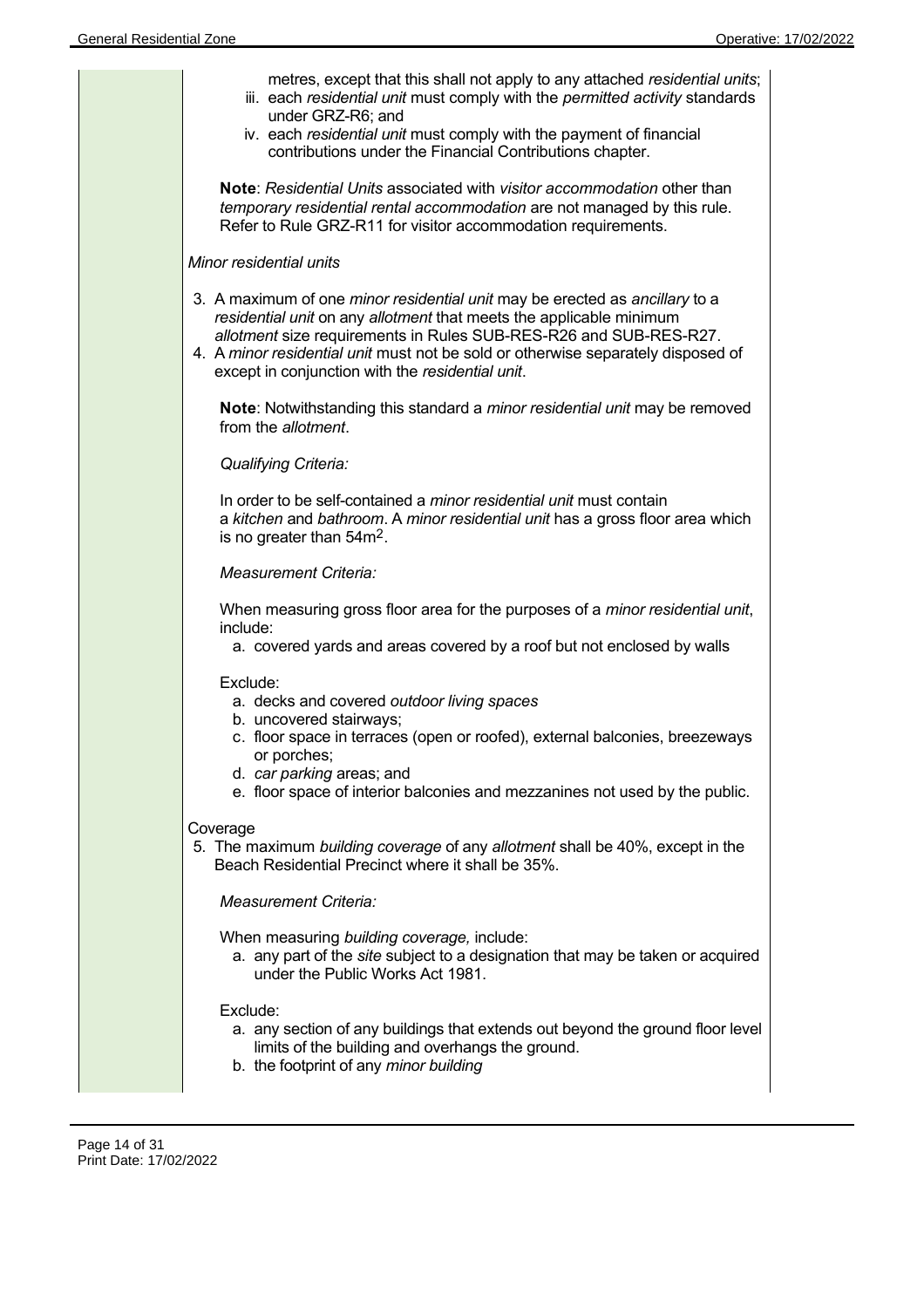metres, except that this shall not apply to any attached *residential units*;

iii. each *residential unit* must comply with the *permitted activity* standards under GRZ-R6; and

iv. each *residential unit* must comply with the payment of financial contributions under the Financial Contributions chapter.

**Note**: *Residential Units* associated with *visitor accommodation* other than *temporary residential rental accommodation* are not managed by this rule. Refer to Rule GRZ-R11 for visitor accommodation requirements.

*Minor residential units*

3. A maximum of one *minor residential unit* may be erected as *ancillary* to a *residential unit* on any *allotment* that meets the applicable minimum *allotment* size requirements in Rules SUB-RES-R26 and SUB-RES-R27.
4. A *minor residential unit* must not be sold or otherwise separately disposed of except in conjunction with the *residential unit*.

**Note**: Notwithstanding this standard a *minor residential unit* may be removed from the *allotment*.

*Qualifying Criteria:*

In order to be self-contained a *minor residential unit* must contain a *kitchen* and *bathroom*. A *minor residential unit* has a gross floor area which is no greater than 54m$^2$.

*Measurement Criteria:*

When measuring gross floor area for the purposes of a *minor residential unit*, include:

a. covered yards and areas covered by a roof but not enclosed by walls

Exclude:

a. decks and covered *outdoor living spaces*
b. uncovered stairways;
c. floor space in terraces (open or roofed), external balconies, breezeways or porches;
d. *car parking* areas; and
e. floor space of interior balconies and mezzanines not used by the public.

Coverage

5. The maximum *building coverage* of any *allotment* shall be 40%, except in the Beach Residential Precinct where it shall be 35%.

*Measurement Criteria:*

When measuring *building coverage,* include:

a. any part of the *site* subject to a designation that may be taken or acquired under the Public Works Act 1981.

Exclude:

a. any section of any buildings that extends out beyond the ground floor level limits of the building and overhangs the ground.
b. the footprint of any *minor building*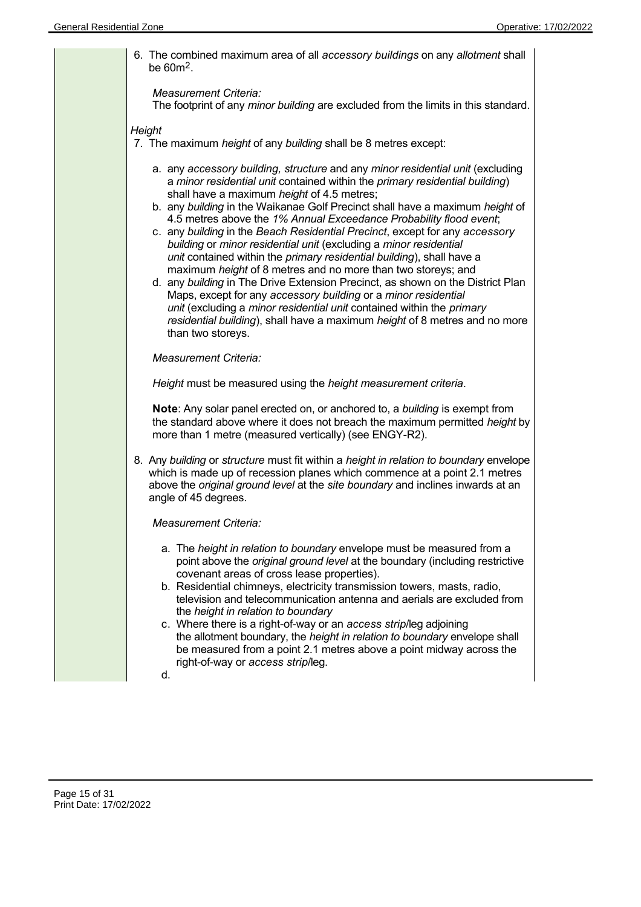6. The combined maximum area of all *accessory buildings* on any *allotment* shall be $60m^2$.

   *Measurement Criteria:*
   The footprint of any *minor building* are excluded from the limits in this standard.

*Height*

7. The maximum *height* of any *building* shall be 8 metres except:

   a. any *accessory building, structure* and any *minor residential unit* (excluding a *minor residential unit* contained within the *primary residential building*) shall have a maximum *height* of 4.5 metres;
   b. any *building* in the Waikanae Golf Precinct shall have a maximum *height* of 4.5 metres above the *1% Annual Exceedance Probability flood event*;
   c. any *building* in the *Beach Residential Precinct*, except for any *accessory building* or *minor residential unit* (excluding a *minor residential unit* contained within the *primary residential building*), shall have a maximum *height* of 8 metres and no more than two storeys; and
   d. any *building* in The Drive Extension Precinct, as shown on the District Plan Maps, except for any *accessory building* or a *minor residential unit* (excluding a *minor residential unit* contained within the *primary residential building*), shall have a maximum *height* of 8 metres and no more than two storeys.

   *Measurement Criteria:*

   *Height* must be measured using the *height measurement criteria*.

   **Note**: Any solar panel erected on, or anchored to, a *building* is exempt from the standard above where it does not breach the maximum permitted *height* by more than 1 metre (measured vertically) (see ENGY-R2).

8. Any *building* or *structure* must fit within a *height in relation to boundary* envelope which is made up of recession planes which commence at a point 2.1 metres above the *original ground level* at the *site boundary* and inclines inwards at an angle of 45 degrees.

   *Measurement Criteria:*

   a. The *height in relation to boundary* envelope must be measured from a point above the *original ground level* at the boundary (including restrictive covenant areas of cross lease properties).
   b. Residential chimneys, electricity transmission towers, masts, radio, television and telecommunication antenna and aerials are excluded from the *height in relation to boundary*
   c. Where there is a right-of-way or an *access strip*/leg adjoining the allotment boundary, the *height in relation to boundary* envelope shall be measured from a point 2.1 metres above a point midway across the right-of-way or *access strip*/leg.
   d.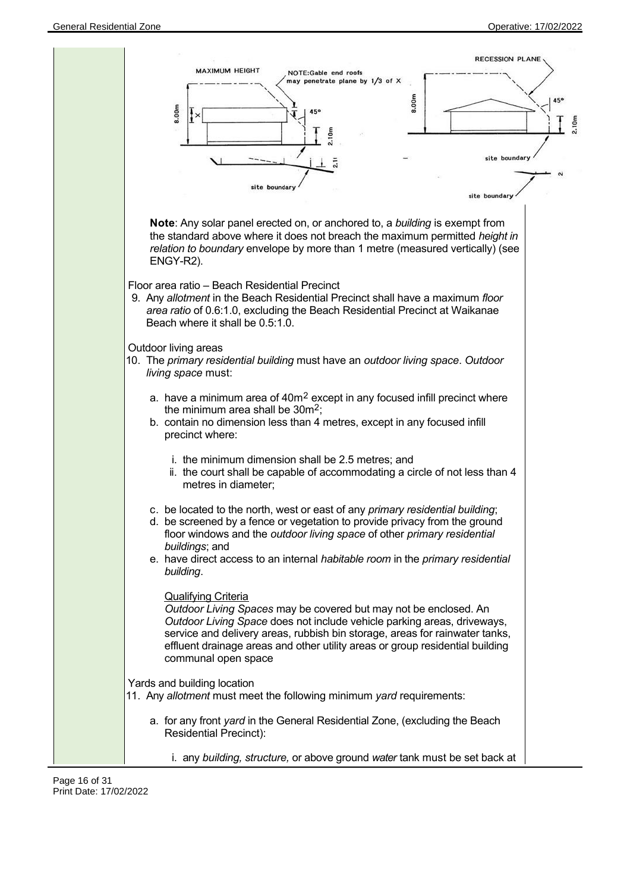MAXIMUM HEIGHT

NOTE: Gable end roofs may penetrate plane by 1/3 of X

8.00m

X

45°

2.10m

2.11

site boundary

RECESSION PLANE

8.00m

45°

2.10m

site boundary

2

site boundary

**Note**: Any solar panel erected on, or anchored to, a *building* is exempt from the standard above where it does not breach the maximum permitted *height in relation to boundary* envelope by more than 1 metre (measured vertically) (see ENGY-R2).

Floor area ratio – Beach Residential Precinct

9. Any *allotment* in the Beach Residential Precinct shall have a maximum *floor area ratio* of 0.6:1.0, excluding the Beach Residential Precinct at Waikanae Beach where it shall be 0.5:1.0.

Outdoor living areas

10. The *primary residential building* must have an *outdoor living space*. *Outdoor living space* must:

    a. have a minimum area of $40m^2$ except in any focused infill precinct where the minimum area shall be $30m^2$;
    b. contain no dimension less than 4 metres, except in any focused infill precinct where:

        i. the minimum dimension shall be 2.5 metres; and
        ii. the court shall be capable of accommodating a circle of not less than 4 metres in diameter;

    c. be located to the north, west or east of any *primary residential building*;
    d. be screened by a fence or vegetation to provide privacy from the ground floor windows and the *outdoor living space* of other *primary residential buildings*; and
    e. have direct access to an internal *habitable room* in the *primary residential building*.

    Qualifying Criteria

    *Outdoor Living Spaces* may be covered but may not be enclosed. An *Outdoor Living Space* does not include vehicle parking areas, driveways, service and delivery areas, rubbish bin storage, areas for rainwater tanks, effluent drainage areas and other utility areas or group residential building communal open space

Yards and building location

11. Any *allotment* must meet the following minimum *yard* requirements:

    a. for any front *yard* in the General Residential Zone, (excluding the Beach Residential Precinct):

        i. any *building, structure,* or above ground *water* tank must be set back at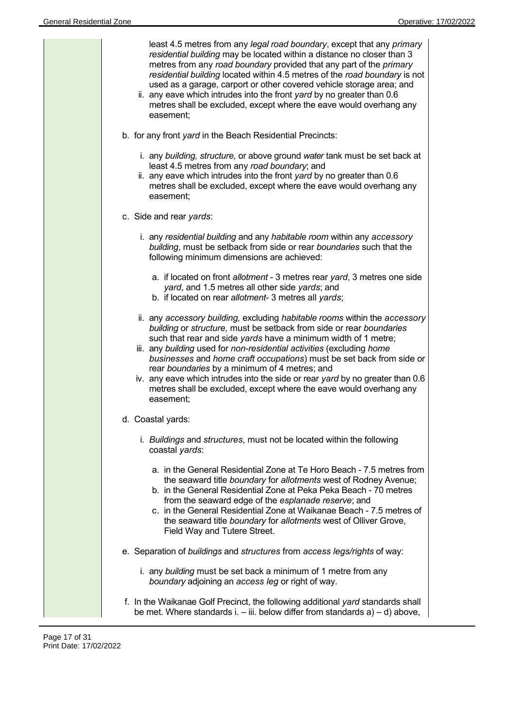least 4.5 metres from any *legal road boundary*, except that any *primary residential building* may be located within a distance no closer than 3 metres from any *road boundary* provided that any part of the *primary residential building* located within 4.5 metres of the *road boundary* is not used as a garage, carport or other covered vehicle storage area; and

ii. any eave which intrudes into the front *yard* by no greater than 0.6 metres shall be excluded, except where the eave would overhang any easement;

b. for any front *yard* in the Beach Residential Precincts:

  i. any *building, structure,* or above ground *water* tank must be set back at least 4.5 metres from any *road boundary*; and
  ii. any eave which intrudes into the front *yard* by no greater than 0.6 metres shall be excluded, except where the eave would overhang any easement;

c. Side and rear *yards*:

  i. any *residential building* and any *habitable room* within any *accessory building*, must be setback from side or rear *boundaries* such that the following minimum dimensions are achieved:

    a. if located on front *allotment* - 3 metres rear *yard*, 3 metres one side *yard*, and 1.5 metres all other side *yards*; and
    b. if located on rear *allotment*- 3 metres all *yards*;

  ii. any *accessory building,* excluding *habitable rooms* within the *accessory building* or *structure,* must be setback from side or rear *boundaries* such that rear and side *yards* have a minimum width of 1 metre;
  iii. any *building* used for *non-residential activities* (excluding *home businesses* and *home craft occupations*) must be set back from side or rear *boundaries* by a minimum of 4 metres; and
  iv. any eave which intrudes into the side or rear *yard* by no greater than 0.6 metres shall be excluded, except where the eave would overhang any easement;

d. Coastal yards:

  i. *Buildings* and *structures*, must not be located within the following coastal *yards*:

    a. in the General Residential Zone at Te Horo Beach - 7.5 metres from the seaward title *boundary* for *allotments* west of Rodney Avenue;
    b. in the General Residential Zone at Peka Peka Beach - 70 metres from the seaward edge of the *esplanade reserve*; and
    c. in the General Residential Zone at Waikanae Beach - 7.5 metres of the seaward title *boundary* for *allotments* west of Olliver Grove, Field Way and Tutere Street.

e. Separation of *buildings* and *structures* from *access legs/rights* of way:

  i. any *building* must be set back a minimum of 1 metre from any *boundary* adjoining an *access leg* or right of way.

f. In the Waikanae Golf Precinct, the following additional *yard* standards shall be met. Where standards i. – iii. below differ from standards a) – d) above,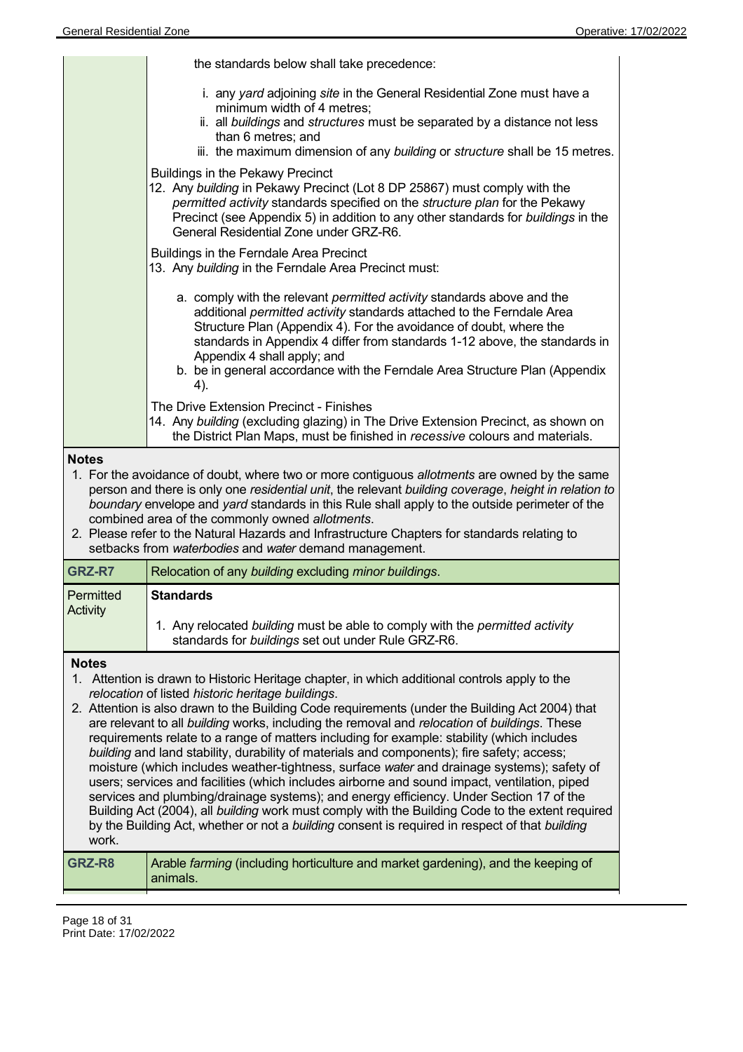| | |
|---|---|
| | the standards below shall take precedence:<br><br>i. any *yard* adjoining *site* in the General Residential Zone must have a minimum width of 4 metres;<br>ii. all *buildings* and *structures* must be separated by a distance not less than 6 metres; and<br>iii. the maximum dimension of any *building* or *structure* shall be 15 metres.<br><br>Buildings in the Pekawy Precinct<br>12. Any *building* in Pekawy Precinct (Lot 8 DP 25867) must comply with the *permitted activity* standards specified on the *structure plan* for the Pekawy Precinct (see Appendix 5) in addition to any other standards for *buildings* in the General Residential Zone under GRZ-R6.<br><br>Buildings in the Ferndale Area Precinct<br>13. Any *building* in the Ferndale Area Precinct must:<br><br>a. comply with the relevant *permitted activity* standards above and the additional *permitted activity* standards attached to the Ferndale Area Structure Plan (Appendix 4). For the avoidance of doubt, where the standards in Appendix 4 differ from standards 1-12 above, the standards in Appendix 4 shall apply; and<br>b. be in general accordance with the Ferndale Area Structure Plan (Appendix 4).<br><br>The Drive Extension Precinct - Finishes<br>14. Any *building* (excluding glazing) in The Drive Extension Precinct, as shown on the District Plan Maps, must be finished in *recessive* colours and materials. |

**Notes**

1. For the avoidance of doubt, where two or more contiguous *allotments* are owned by the same person and there is only one *residential unit*, the relevant *building coverage*, *height in relation to boundary* envelope and *yard* standards in this Rule shall apply to the outside perimeter of the combined area of the commonly owned *allotments*.
2. Please refer to the Natural Hazards and Infrastructure Chapters for standards relating to setbacks from *waterbodies* and *water* demand management.

| **GRZ-R7** | Relocation of any *building* excluding *minor buildings*. |
|---|---|
| Permitted Activity | **Standards**<br><br>1. Any relocated *building* must be able to comply with the *permitted activity* standards for *buildings* set out under Rule GRZ-R6. |

**Notes**

1. Attention is drawn to Historic Heritage chapter, in which additional controls apply to the *relocation* of listed *historic heritage buildings*.
2. Attention is also drawn to the Building Code requirements (under the Building Act 2004) that are relevant to all *building* works, including the removal and *relocation* of *buildings*. These requirements relate to a range of matters including for example: stability (which includes *building* and land stability, durability of materials and components); fire safety; access; moisture (which includes weather-tightness, surface *water* and drainage systems); safety of users; services and facilities (which includes airborne and sound impact, ventilation, piped services and plumbing/drainage systems); and energy efficiency. Under Section 17 of the Building Act (2004), all *building* work must comply with the Building Code to the extent required by the Building Act, whether or not a *building* consent is required in respect of that *building* work.

| **GRZ-R8** | Arable *farming* (including horticulture and market gardening), and the keeping of animals. |
|---|---|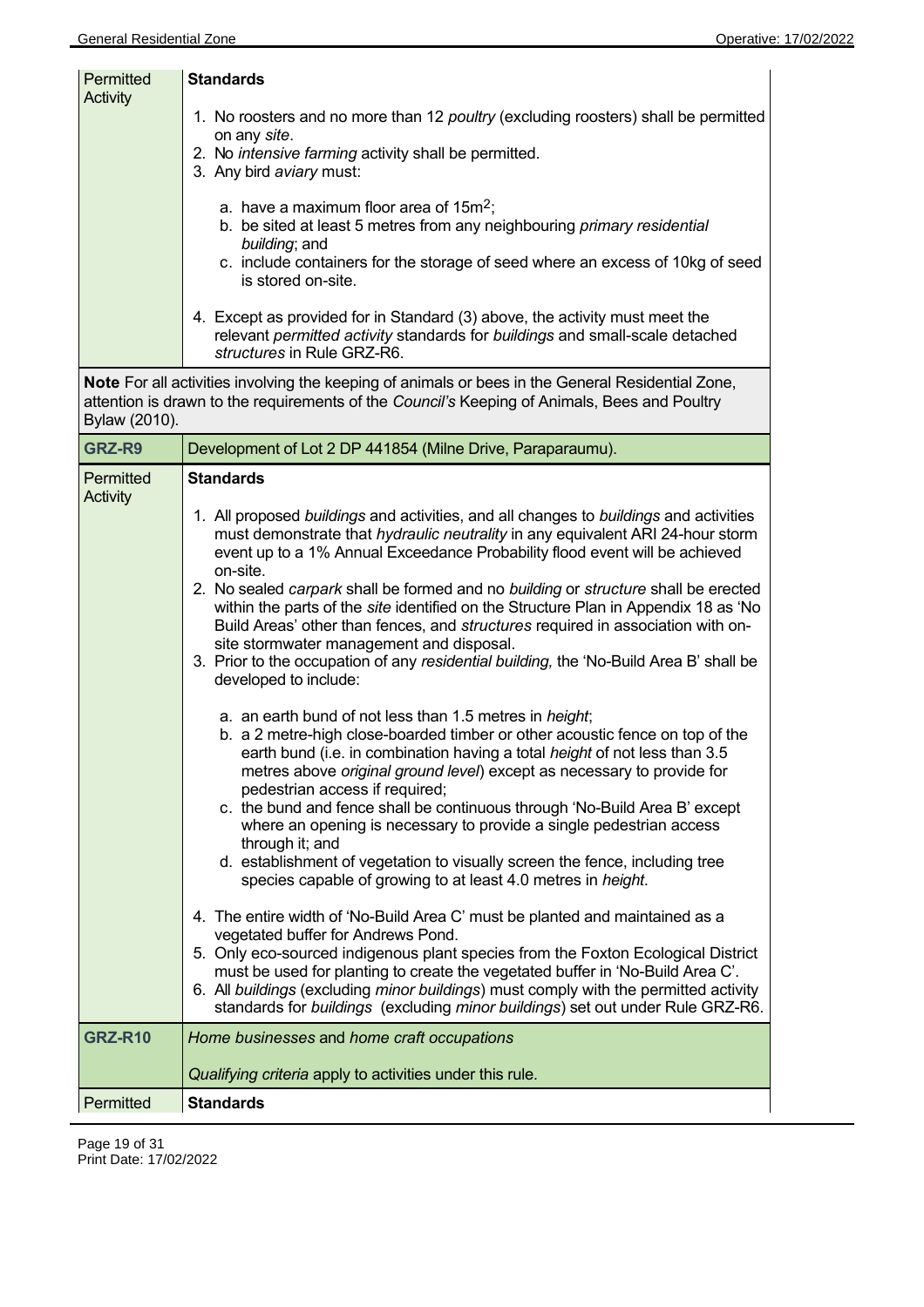| Permitted Activity | **Standards**<br><br>1. No roosters and no more than 12 *poultry* (excluding roosters) shall be permitted on any *site*.<br>2. No *intensive farming* activity shall be permitted.<br>3. Any bird *aviary* must:<br><br>a. have a maximum floor area of 15m$^2$;<br>b. be sited at least 5 metres from any neighbouring *primary residential building*; and<br>c. include containers for the storage of seed where an excess of 10kg of seed is stored on-site.<br><br>4. Except as provided for in Standard (3) above, the activity must meet the relevant *permitted activity* standards for *buildings* and small-scale detached *structures* in Rule GRZ-R6. |
|---|---|
| **Note** For all activities involving the keeping of animals or bees in the General Residential Zone, attention is drawn to the requirements of the *Council's* Keeping of Animals, Bees and Poultry Bylaw (2010). | |
| **GRZ-R9** | Development of Lot 2 DP 441854 (Milne Drive, Paraparaumu). |
| Permitted Activity | **Standards**<br><br>1. All proposed *buildings* and activities, and all changes to *buildings* and activities must demonstrate that *hydraulic neutrality* in any equivalent ARI 24-hour storm event up to a 1% Annual Exceedance Probability flood event will be achieved on-site.<br>2. No sealed *carpark* shall be formed and no *building* or *structure* shall be erected within the parts of the *site* identified on the Structure Plan in Appendix 18 as 'No Build Areas' other than fences, and *structures* required in association with on-site stormwater management and disposal.<br>3. Prior to the occupation of any *residential building,* the 'No-Build Area B' shall be developed to include:<br><br>a. an earth bund of not less than 1.5 metres in *height*;<br>b. a 2 metre-high close-boarded timber or other acoustic fence on top of the earth bund (i.e. in combination having a total *height* of not less than 3.5 metres above *original ground level*) except as necessary to provide for pedestrian access if required;<br>c. the bund and fence shall be continuous through 'No-Build Area B' except where an opening is necessary to provide a single pedestrian access through it; and<br>d. establishment of vegetation to visually screen the fence, including tree species capable of growing to at least 4.0 metres in *height*.<br><br>4. The entire width of 'No-Build Area C' must be planted and maintained as a vegetated buffer for Andrews Pond.<br>5. Only eco-sourced indigenous plant species from the Foxton Ecological District must be used for planting to create the vegetated buffer in 'No-Build Area C'.<br>6. All *buildings* (excluding *minor buildings*) must comply with the permitted activity standards for *buildings* (excluding *minor buildings*) set out under Rule GRZ-R6. |
| **GRZ-R10** | *Home businesses* and *home craft occupations*<br><br>*Qualifying criteria* apply to activities under this rule. |
| Permitted | **Standards** |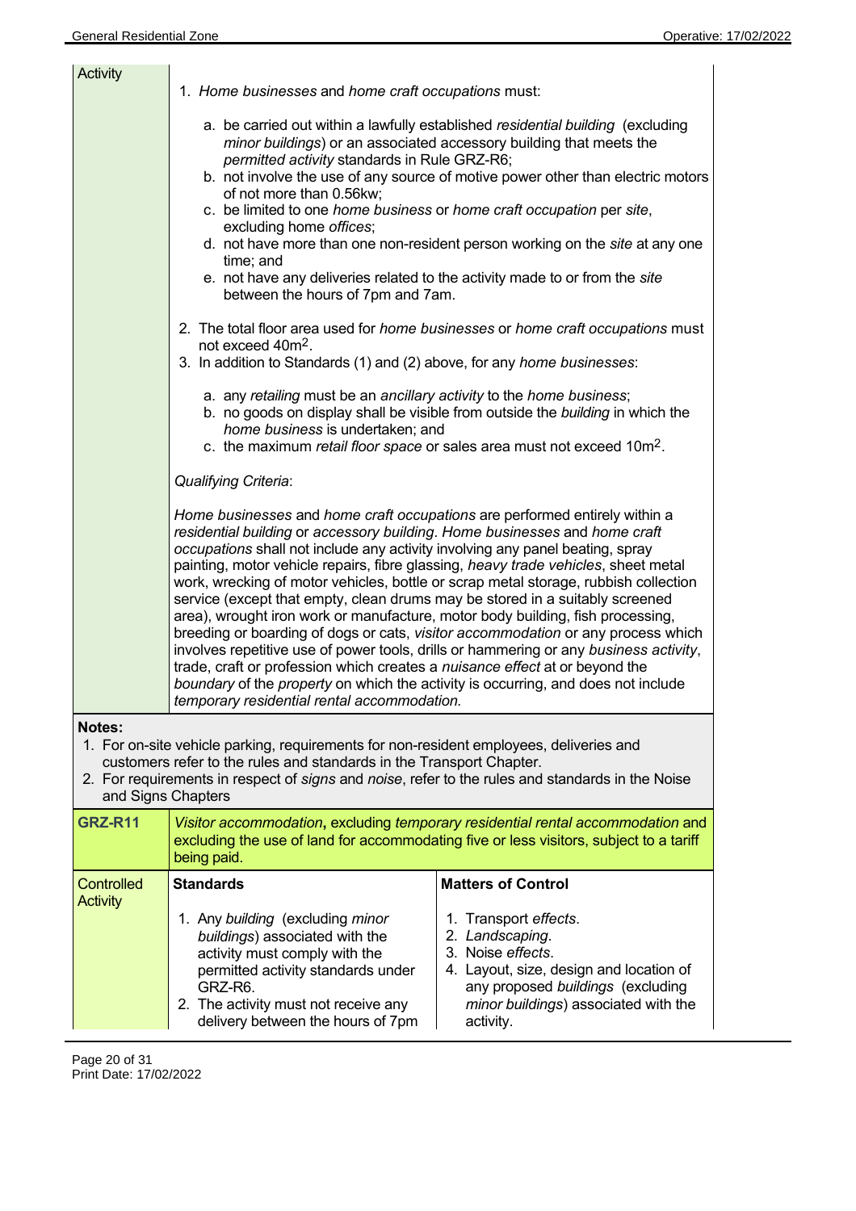| Activity | |
|---|---|
| Activity | 1. *Home businesses* and *home craft occupations* must:<br><br>a. be carried out within a lawfully established *residential building* (excluding *minor buildings*) or an associated accessory building that meets the *permitted activity* standards in Rule GRZ-R6;<br>b. not involve the use of any source of motive power other than electric motors of not more than 0.56kw;<br>c. be limited to one *home business* or *home craft occupation* per *site*, excluding home *offices*;<br>d. not have more than one non-resident person working on the *site* at any one time; and<br>e. not have any deliveries related to the activity made to or from the *site* between the hours of 7pm and 7am.<br><br>2. The total floor area used for *home businesses* or *home craft occupations* must not exceed 40m$^2$.<br>3. In addition to Standards (1) and (2) above, for any *home businesses*:<br><br>a. any *retailing* must be an *ancillary activity* to the *home business*;<br>b. no goods on display shall be visible from outside the *building* in which the *home business* is undertaken; and<br>c. the maximum *retail floor space* or sales area must not exceed 10m$^2$.<br><br>*Qualifying Criteria*:<br><br>*Home businesses* and *home craft occupations* are performed entirely within a *residential building* or *accessory building*. *Home businesses* and *home craft occupations* shall not include any activity involving any panel beating, spray painting, motor vehicle repairs, fibre glassing, *heavy trade vehicles*, sheet metal work, wrecking of motor vehicles, bottle or scrap metal storage, rubbish collection service (except that empty, clean drums may be stored in a suitably screened area), wrought iron work or manufacture, motor body building, fish processing, breeding or boarding of dogs or cats, *visitor accommodation* or any process which involves repetitive use of power tools, drills or hammering or any *business activity*, trade, craft or profession which creates a *nuisance effect* at or beyond the *boundary* of the *property* on which the activity is occurring, and does not include *temporary residential rental accommodation.* |

**Notes:**
1. For on-site vehicle parking, requirements for non-resident employees, deliveries and customers refer to the rules and standards in the Transport Chapter.
2. For requirements in respect of *signs* and *noise*, refer to the rules and standards in the Noise and Signs Chapters

| **GRZ-R11** | *Visitor accommodation*, excluding *temporary residential rental accommodation* and excluding the use of land for accommodating five or less visitors, subject to a tariff being paid. | |
|---|---|---|
| Controlled Activity | **Standards**<br><br>1. Any *building* (excluding *minor buildings*) associated with the activity must comply with the permitted activity standards under GRZ-R6.<br>2. The activity must not receive any delivery between the hours of 7pm | **Matters of Control**<br><br>1. Transport *effects*.<br>2. *Landscaping*.<br>3. Noise *effects*.<br>4. Layout, size, design and location of any proposed *buildings* (excluding *minor buildings*) associated with the activity. |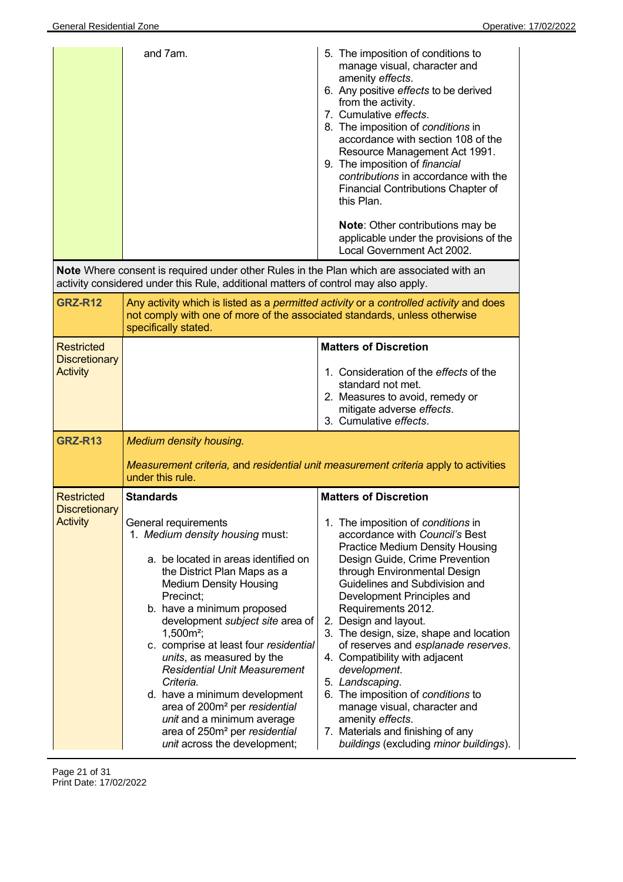| | | |
|---|---|---|
| | and 7am. | 5. The imposition of conditions to manage visual, character and amenity *effects*.<br>6. Any positive *effects* to be derived from the activity.<br>7. Cumulative *effects*.<br>8. The imposition of *conditions* in accordance with section 108 of the Resource Management Act 1991.<br>9. The imposition of *financial contributions* in accordance with the Financial Contributions Chapter of this Plan.<br><br>**Note**: Other contributions may be applicable under the provisions of the Local Government Act 2002. |
| **Note** Where consent is required under other Rules in the Plan which are associated with an activity considered under this Rule, additional matters of control may also apply. | | |
| **GRZ-R12** | Any activity which is listed as a *permitted activity* or a *controlled activity* and does not comply with one of more of the associated standards, unless otherwise specifically stated. | |
| Restricted Discretionary Activity | | **Matters of Discretion**<br><br>1. Consideration of the *effects* of the standard not met.<br>2. Measures to avoid, remedy or mitigate adverse *effects*.<br>3. Cumulative *effects*. |
| **GRZ-R13** | *Medium density housing.*<br><br>*Measurement criteria,* and *residential unit measurement criteria* apply to activities under this rule. | |
| Restricted Discretionary Activity | **Standards**<br><br>General requirements<br>1. *Medium density housing* must:<br><br>a. be located in areas identified on the District Plan Maps as a Medium Density Housing Precinct;<br>b. have a minimum proposed development *subject site* area of 1,500m²;<br>c. comprise at least four *residential units*, as measured by the *Residential Unit Measurement Criteria.*<br>d. have a minimum development area of 200m² per *residential unit* and a minimum average area of 250m² per *residential unit* across the development; | **Matters of Discretion**<br><br>1. The imposition of *conditions* in accordance with *Council's* Best Practice Medium Density Housing Design Guide, Crime Prevention through Environmental Design Guidelines and Subdivision and Development Principles and Requirements 2012.<br>2. Design and layout.<br>3. The design, size, shape and location of reserves and *esplanade reserves*.<br>4. Compatibility with adjacent *development*.<br>5. *Landscaping*.<br>6. The imposition of *conditions* to manage visual, character and amenity *effects*.<br>7. Materials and finishing of any *buildings* (excluding *minor buildings*). |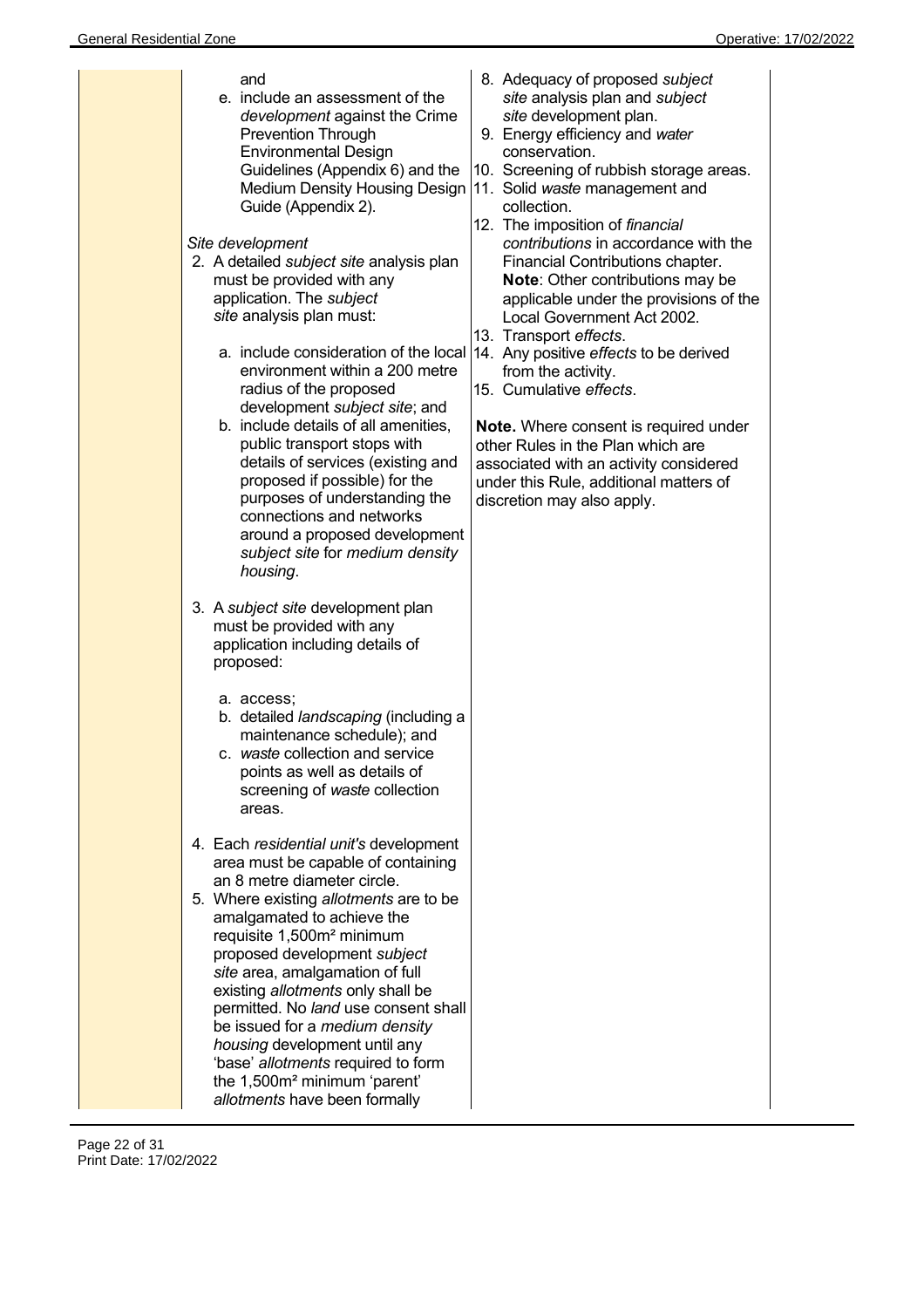and

e. include an assessment of the *development* against the Crime Prevention Through Environmental Design Guidelines (Appendix 6) and the Medium Density Housing Design Guide (Appendix 2).

*Site development*

2. A detailed *subject site* analysis plan must be provided with any application. The *subject site* analysis plan must:

   a. include consideration of the local environment within a 200 metre radius of the proposed development *subject site*; and
   b. include details of all amenities, public transport stops with details of services (existing and proposed if possible) for the purposes of understanding the connections and networks around a proposed development *subject site* for *medium density housing*.

3. A *subject site* development plan must be provided with any application including details of proposed:

   a. access;
   b. detailed *landscaping* (including a maintenance schedule); and
   c. *waste* collection and service points as well as details of screening of *waste* collection areas.

4. Each *residential unit's* development area must be capable of containing an 8 metre diameter circle.
5. Where existing *allotments* are to be amalgamated to achieve the requisite 1,500m² minimum proposed development *subject site* area, amalgamation of full existing *allotments* only shall be permitted. No *land* use consent shall be issued for a *medium density housing* development until any 'base' *allotments* required to form the 1,500m² minimum 'parent' *allotments* have been formally

8. Adequacy of proposed *subject site* analysis plan and *subject site* development plan.
9. Energy efficiency and *water* conservation.
10. Screening of rubbish storage areas.
11. Solid *waste* management and collection.
12. The imposition of *financial contributions* in accordance with the Financial Contributions chapter. **Note**: Other contributions may be applicable under the provisions of the Local Government Act 2002.
13. Transport *effects*.
14. Any positive *effects* to be derived from the activity.
15. Cumulative *effects*.

**Note.** Where consent is required under other Rules in the Plan which are associated with an activity considered under this Rule, additional matters of discretion may also apply.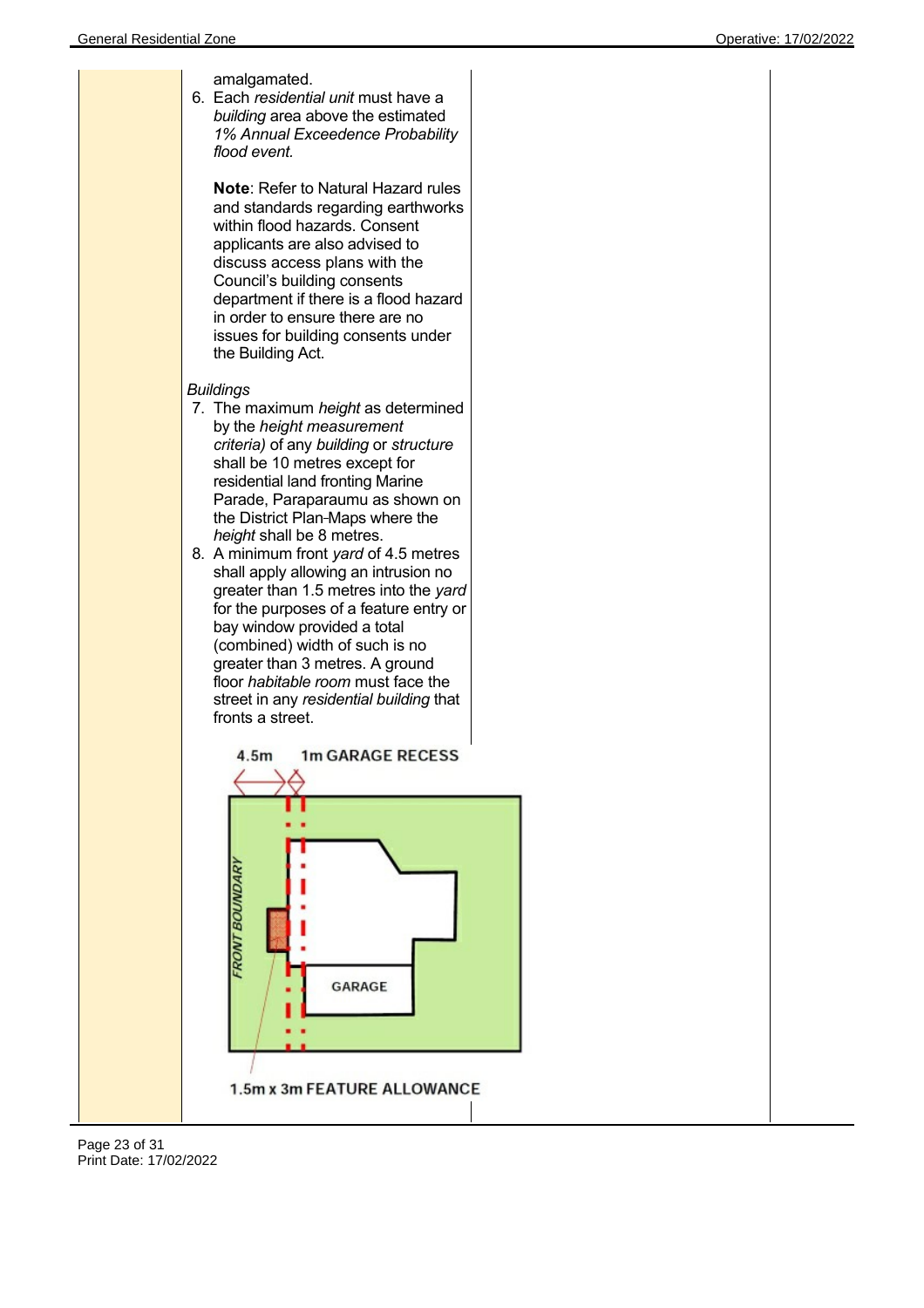amalgamated.

6. Each *residential unit* must have a *building* area above the estimated *1% Annual Exceedence Probability flood event.*

   **Note**: Refer to Natural Hazard rules and standards regarding earthworks within flood hazards. Consent applicants are also advised to discuss access plans with the Council's building consents department if there is a flood hazard in order to ensure there are no issues for building consents under the Building Act.

*Buildings*

7. The maximum *height* as determined by the *height measurement criteria)* of any *building* or *structure* shall be 10 metres except for residential land fronting Marine Parade, Paraparaumu as shown on the District Plan Maps where the *height* shall be 8 metres.
8. A minimum front *yard* of 4.5 metres shall apply allowing an intrusion no greater than 1.5 metres into the *yard* for the purposes of a feature entry or bay window provided a total (combined) width of such is no greater than 3 metres. A ground floor *habitable room* must face the street in any *residential building* that fronts a street.

4.5m 1m GARAGE RECESS

FRONT BOUNDARY

GARAGE

1.5m x 3m FEATURE ALLOWANCE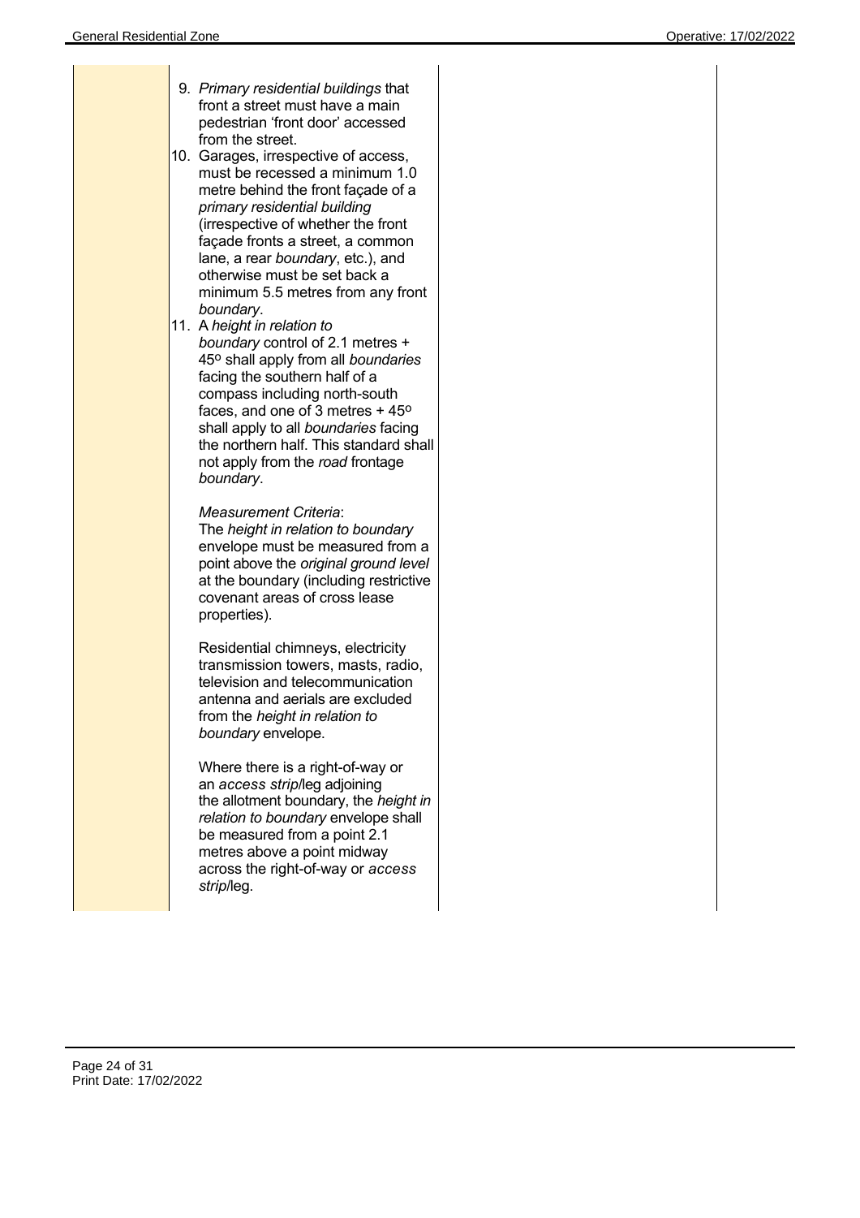9. *Primary residential buildings* that front a street must have a main pedestrian 'front door' accessed from the street.
10. Garages, irrespective of access, must be recessed a minimum 1.0 metre behind the front façade of a *primary residential building* (irrespective of whether the front façade fronts a street, a common lane, a rear *boundary*, etc.), and otherwise must be set back a minimum 5.5 metres from any front *boundary*.
11. A *height in relation to boundary* control of 2.1 metres + 45º shall apply from all *boundaries* facing the southern half of a compass including north-south faces, and one of 3 metres + 45º shall apply to all *boundaries* facing the northern half. This standard shall not apply from the *road* frontage *boundary*.

    *Measurement Criteria*:
    The *height in relation to boundary* envelope must be measured from a point above the *original ground level* at the boundary (including restrictive covenant areas of cross lease properties).

    Residential chimneys, electricity transmission towers, masts, radio, television and telecommunication antenna and aerials are excluded from the *height in relation to boundary* envelope.

    Where there is a right-of-way or an *access strip*/leg adjoining the allotment boundary, the *height in relation to boundary* envelope shall be measured from a point 2.1 metres above a point midway across the right-of-way or *access strip*/leg.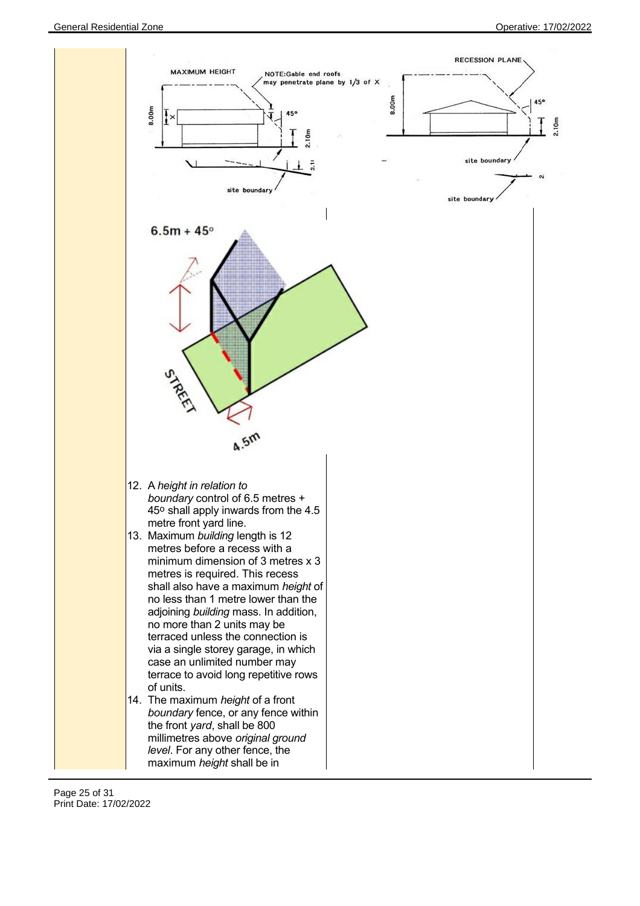12. A *height in relation to boundary* control of 6.5 metres + 45º shall apply inwards from the 4.5 metre front yard line.
13. Maximum *building* length is 12 metres before a recess with a minimum dimension of 3 metres x 3 metres is required. This recess shall also have a maximum *height* of no less than 1 metre lower than the adjoining *building* mass. In addition, no more than 2 units may be terraced unless the connection is via a single storey garage, in which case an unlimited number may terrace to avoid long repetitive rows of units.
14. The maximum *height* of a front *boundary* fence, or any fence within the front *yard*, shall be 800 millimetres above *original ground level*. For any other fence, the maximum *height* shall be in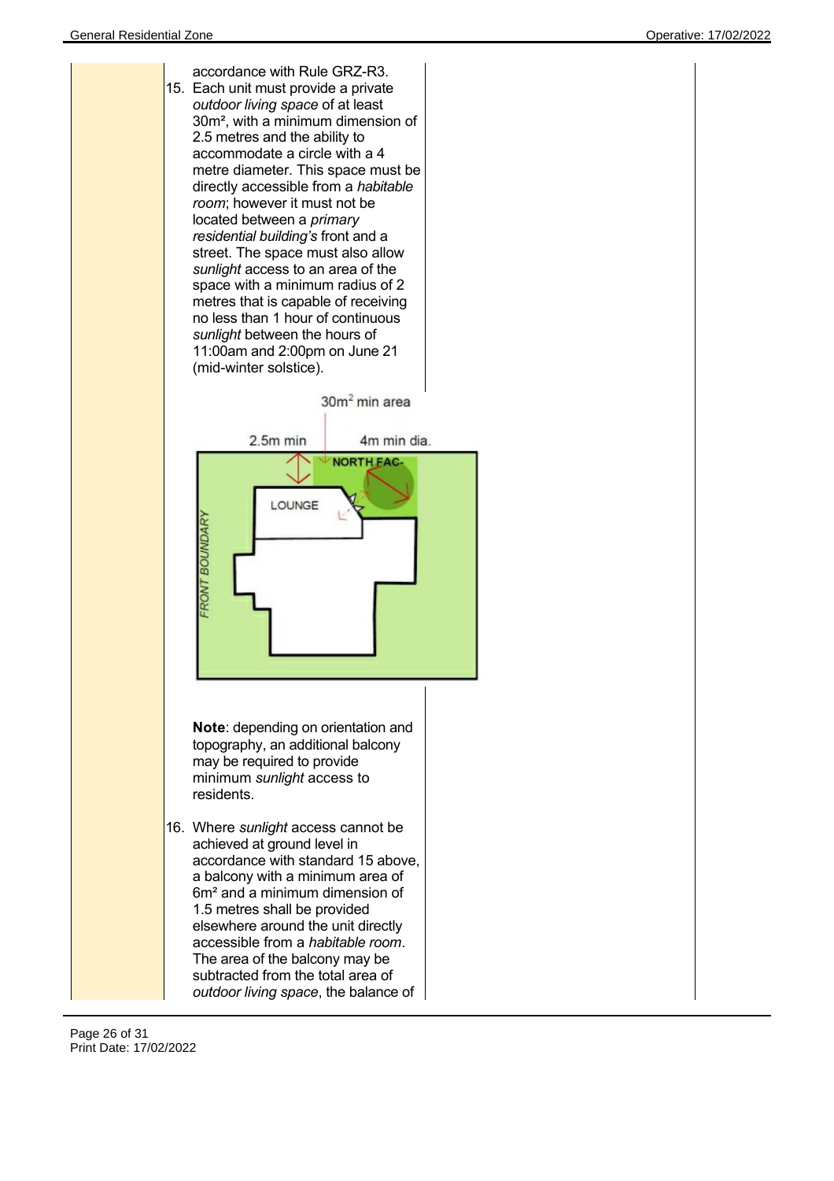accordance with Rule GRZ-R3.

15. Each unit must provide a private *outdoor living space* of at least 30m², with a minimum dimension of 2.5 metres and the ability to accommodate a circle with a 4 metre diameter. This space must be directly accessible from a *habitable room*; however it must not be located between a *primary residential building's* front and a street. The space must also allow *sunlight* access to an area of the space with a minimum radius of 2 metres that is capable of receiving no less than 1 hour of continuous *sunlight* between the hours of 11:00am and 2:00pm on June 21 (mid-winter solstice).

**Note**: depending on orientation and topography, an additional balcony may be required to provide minimum *sunlight* access to residents.

16. Where *sunlight* access cannot be achieved at ground level in accordance with standard 15 above, a balcony with a minimum area of 6m² and a minimum dimension of 1.5 metres shall be provided elsewhere around the unit directly accessible from a *habitable room*. The area of the balcony may be subtracted from the total area of *outdoor living space*, the balance of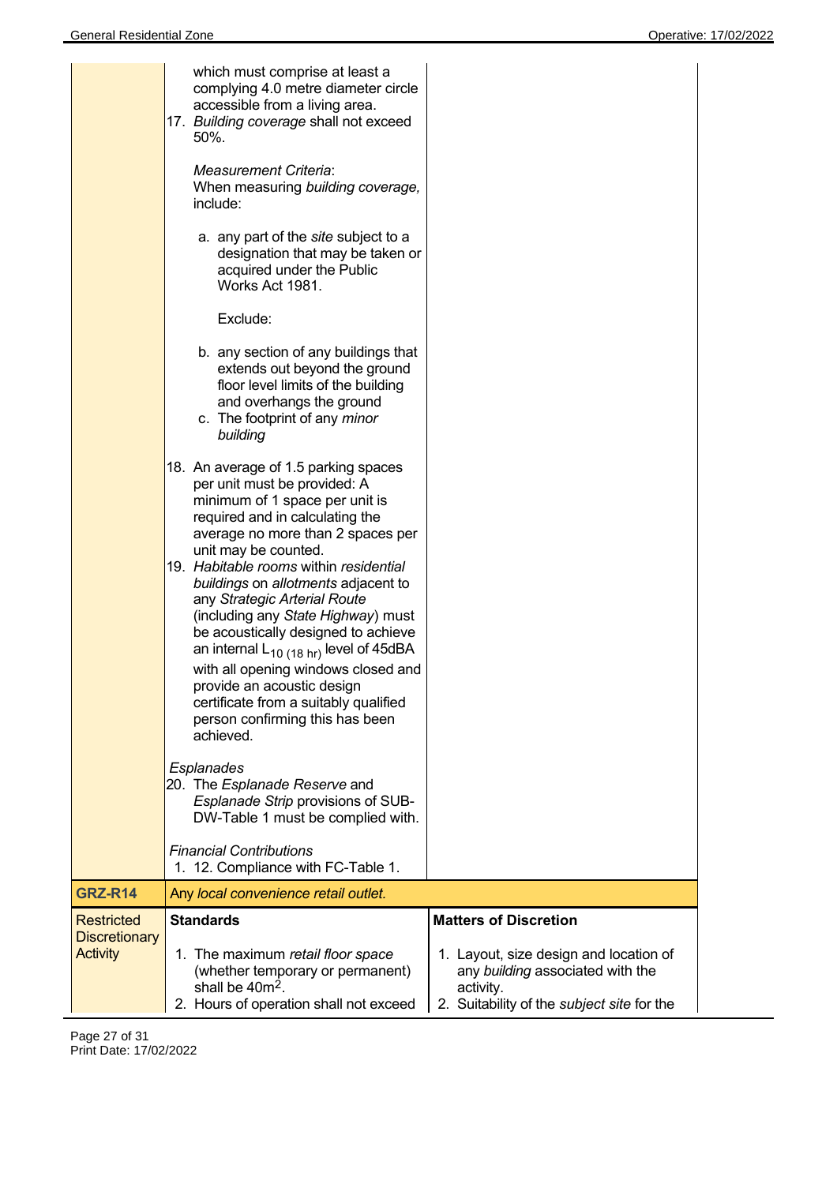| | | |
|---|---|---|
| | which must comprise at least a complying 4.0 metre diameter circle accessible from a living area.<br>17. *Building coverage* shall not exceed 50%.<br><br>*Measurement Criteria*:<br>When measuring *building coverage,* include:<br><br>a. any part of the *site* subject to a designation that may be taken or acquired under the Public Works Act 1981.<br><br>Exclude:<br><br>b. any section of any buildings that extends out beyond the ground floor level limits of the building and overhangs the ground<br>c. The footprint of any *minor building*<br><br>18. An average of 1.5 parking spaces per unit must be provided: A minimum of 1 space per unit is required and in calculating the average no more than 2 spaces per unit may be counted.<br>19. *Habitable rooms* within *residential buildings* on *allotments* adjacent to any *Strategic Arterial Route* (including any *State Highway*) must be acoustically designed to achieve an internal $L_{10\ (18\ hr)}$ level of 45dBA with all opening windows closed and provide an acoustic design certificate from a suitably qualified person confirming this has been achieved.<br><br>*Esplanades*<br>20. The *Esplanade Reserve* and *Esplanade Strip* provisions of SUB-DW-Table 1 must be complied with.<br><br>*Financial Contributions*<br>1. 12. Compliance with FC-Table 1. | |
| **GRZ-R14** | Any *local convenience retail outlet.* | |
| Restricted Discretionary Activity | **Standards**<br><br>1. The maximum *retail floor space* (whether temporary or permanent) shall be $40m^2$.<br>2. Hours of operation shall not exceed | **Matters of Discretion**<br><br>1. Layout, size design and location of any *building* associated with the activity.<br>2. Suitability of the *subject site* for the |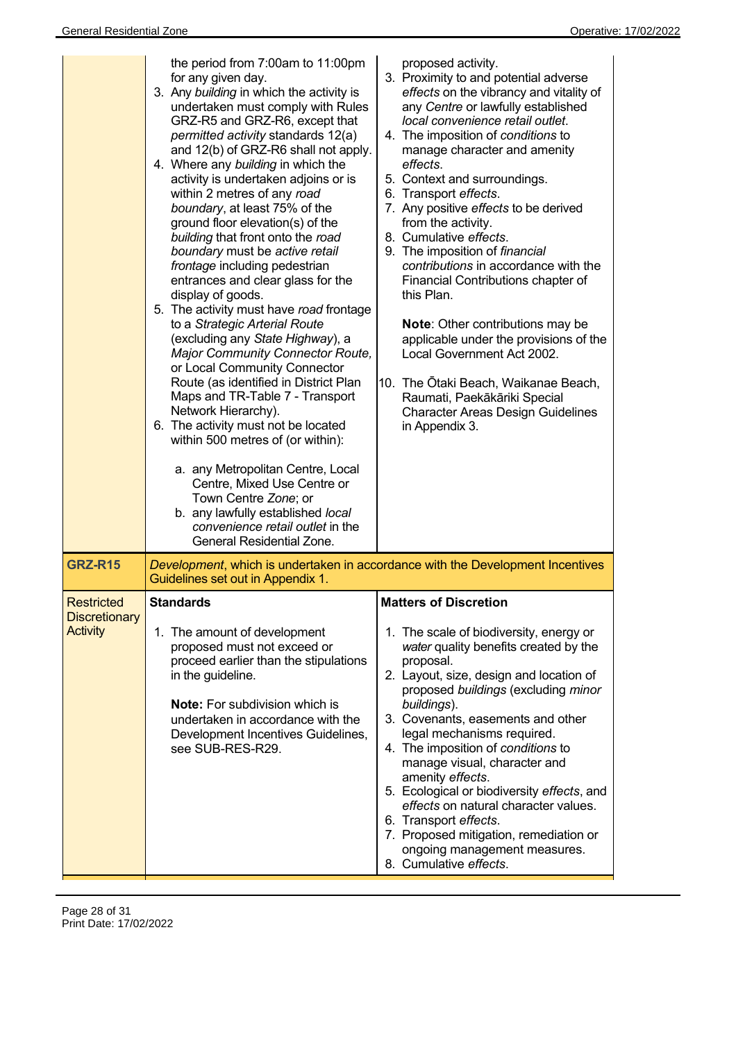| | | |
|---|---|---|
| | the period from 7:00am to 11:00pm for any given day.<br>3. Any *building* in which the activity is undertaken must comply with Rules GRZ-R5 and GRZ-R6, except that *permitted activity* standards 12(a) and 12(b) of GRZ-R6 shall not apply.<br>4. Where any *building* in which the activity is undertaken adjoins or is within 2 metres of any *road boundary*, at least 75% of the ground floor elevation(s) of the *building* that front onto the *road boundary* must be *active retail frontage* including pedestrian entrances and clear glass for the display of goods.<br>5. The activity must have *road* frontage to a *Strategic Arterial Route* (excluding any *State Highway*), a *Major Community Connector Route,* or Local Community Connector Route (as identified in District Plan Maps and TR-Table 7 - Transport Network Hierarchy).<br>6. The activity must not be located within 500 metres of (or within):<br>a. any Metropolitan Centre, Local Centre, Mixed Use Centre or Town Centre *Zone*; or<br>b. any lawfully established *local convenience retail outlet* in the General Residential Zone. | proposed activity.<br>3. Proximity to and potential adverse *effects* on the vibrancy and vitality of any *Centre* or lawfully established *local convenience retail outlet*.<br>4. The imposition of *conditions* to manage character and amenity *effects*.<br>5. Context and surroundings.<br>6. Transport *effects*.<br>7. Any positive *effects* to be derived from the activity.<br>8. Cumulative *effects*.<br>9. The imposition of *financial contributions* in accordance with the Financial Contributions chapter of this Plan.<br>**Note**: Other contributions may be applicable under the provisions of the Local Government Act 2002.<br>10. The Ōtaki Beach, Waikanae Beach, Raumati, Paekākāriki Special Character Areas Design Guidelines in Appendix 3. |
| **GRZ-R15** | *Development*, which is undertaken in accordance with the Development Incentives Guidelines set out in Appendix 1. | |
| Restricted Discretionary Activity | **Standards**<br>1. The amount of development proposed must not exceed or proceed earlier than the stipulations in the guideline.<br>**Note:** For subdivision which is undertaken in accordance with the Development Incentives Guidelines, see SUB-RES-R29. | **Matters of Discretion**<br>1. The scale of biodiversity, energy or *water* quality benefits created by the proposal.<br>2. Layout, size, design and location of proposed *buildings* (excluding *minor buildings*).<br>3. Covenants, easements and other legal mechanisms required.<br>4. The imposition of *conditions* to manage visual, character and amenity *effects*.<br>5. Ecological or biodiversity *effects*, and *effects* on natural character values.<br>6. Transport *effects*.<br>7. Proposed mitigation, remediation or ongoing management measures.<br>8. Cumulative *effects*. |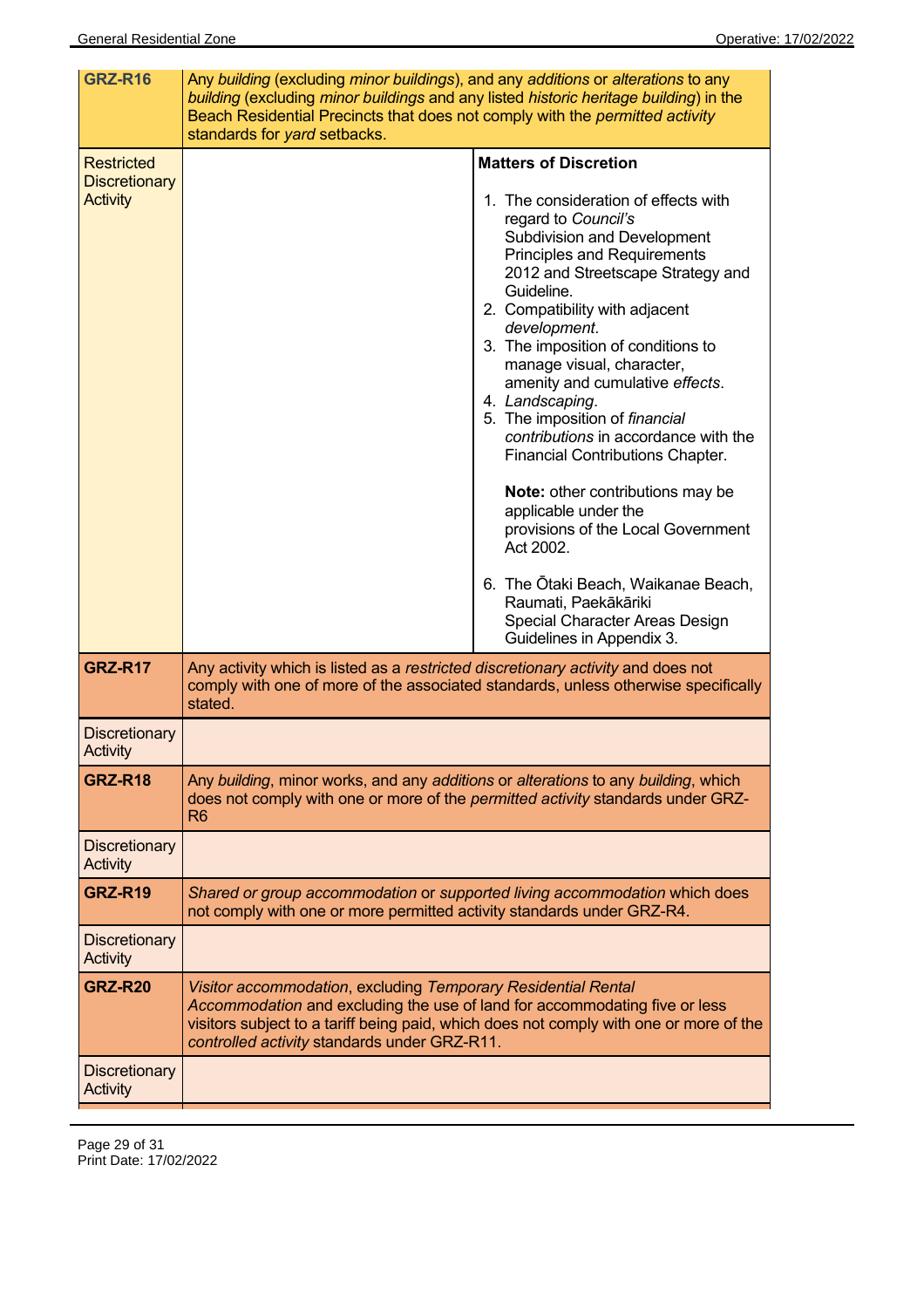| | | |
|---|---|---|
| **GRZ-R16** | Any *building* (excluding *minor buildings*), and any *additions* or *alterations* to any *building* (excluding *minor buildings* and any listed *historic heritage building*) in the Beach Residential Precincts that does not comply with the *permitted activity* standards for *yard* setbacks. | |
| Restricted Discretionary Activity | | **Matters of Discretion**<br><br>1. The consideration of effects with regard to *Council's* Subdivision and Development Principles and Requirements 2012 and Streetscape Strategy and Guideline.<br>2. Compatibility with adjacent *development*.<br>3. The imposition of conditions to manage visual, character, amenity and cumulative *effects*.<br>4. *Landscaping*.<br>5. The imposition of *financial contributions* in accordance with the Financial Contributions Chapter.<br><br>**Note:** other contributions may be applicable under the provisions of the Local Government Act 2002.<br><br>6. The Ōtaki Beach, Waikanae Beach, Raumati, Paekākāriki Special Character Areas Design Guidelines in Appendix 3. |
| **GRZ-R17** | Any activity which is listed as a *restricted discretionary activity* and does not comply with one of more of the associated standards, unless otherwise specifically stated. | |
| Discretionary Activity | | |
| **GRZ-R18** | Any *building*, minor works, and any *additions* or *alterations* to any *building*, which does not comply with one or more of the *permitted activity* standards under GRZ-R6 | |
| Discretionary Activity | | |
| **GRZ-R19** | *Shared or group accommodation* or *supported living accommodation* which does not comply with one or more permitted activity standards under GRZ-R4. | |
| Discretionary Activity | | |
| **GRZ-R20** | *Visitor accommodation*, excluding *Temporary Residential Rental Accommodation* and excluding the use of land for accommodating five or less visitors subject to a tariff being paid, which does not comply with one or more of the *controlled activity* standards under GRZ-R11. | |
| Discretionary Activity | | |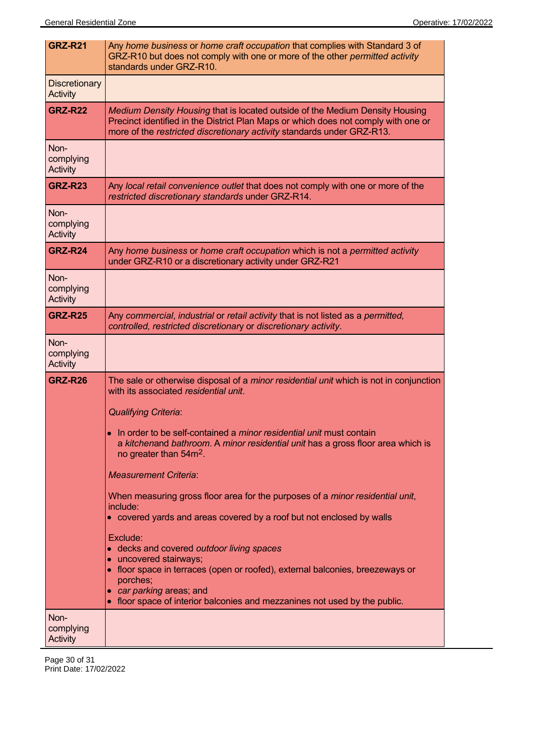| | |
|---|---|
| **GRZ-R21** | Any *home business* or *home craft occupation* that complies with Standard 3 of GRZ-R10 but does not comply with one or more of the other *permitted activity* standards under GRZ-R10. |
| Discretionary Activity | |
| **GRZ-R22** | *Medium Density Housing* that is located outside of the Medium Density Housing Precinct identified in the District Plan Maps or which does not comply with one or more of the *restricted discretionary activity* standards under GRZ-R13. |
| Non-complying Activity | |
| **GRZ-R23** | Any *local retail convenience outlet* that does not comply with one or more of the *restricted discretionary standards* under GRZ-R14. |
| Non-complying Activity | |
| **GRZ-R24** | Any *home business* or *home craft occupation* which is not a *permitted activity* under GRZ-R10 or a discretionary activity under GRZ-R21 |
| Non-complying Activity | |
| **GRZ-R25** | Any *commercial*, *industrial* or *retail activity* that is not listed as a *permitted, controlled, restricted discretionary* or *discretionary activity*. |
| Non-complying Activity | |
| **GRZ-R26** | The sale or otherwise disposal of a *minor residential unit* which is not in conjunction with its associated *residential unit*.<br><br>*Qualifying Criteria*:<br><br>• In order to be self-contained a *minor residential unit* must contain a *kitchen*and *bathroom*. A *minor residential unit* has a gross floor area which is no greater than 54m$^2$.<br><br>*Measurement Criteria*:<br><br>When measuring gross floor area for the purposes of a *minor residential unit*, include:<br>• covered yards and areas covered by a roof but not enclosed by walls<br><br>Exclude:<br>• decks and covered *outdoor living spaces*<br>• uncovered stairways;<br>• floor space in terraces (open or roofed), external balconies, breezeways or porches;<br>• *car parking* areas; and<br>• floor space of interior balconies and mezzanines not used by the public. |
| Non-complying Activity | |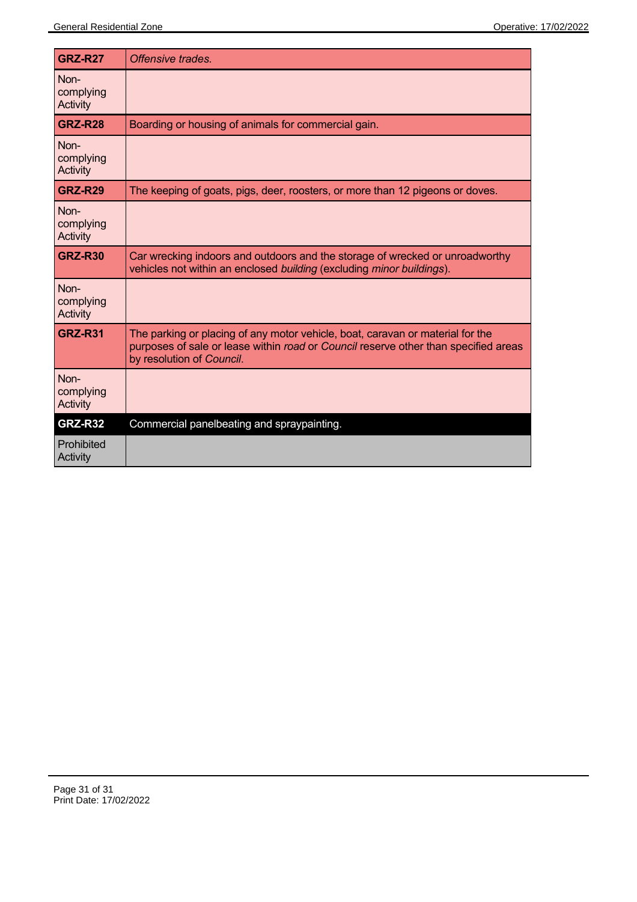| | |
|---|---|
| **GRZ-R27** | *Offensive trades.* |
| Non-complying Activity | |
| **GRZ-R28** | Boarding or housing of animals for commercial gain. |
| Non-complying Activity | |
| **GRZ-R29** | The keeping of goats, pigs, deer, roosters, or more than 12 pigeons or doves. |
| Non-complying Activity | |
| **GRZ-R30** | Car wrecking indoors and outdoors and the storage of wrecked or unroadworthy vehicles not within an enclosed *building* (excluding *minor buildings*). |
| Non-complying Activity | |
| **GRZ-R31** | The parking or placing of any motor vehicle, boat, caravan or material for the purposes of sale or lease within *road* or *Council* reserve other than specified areas by resolution of *Council*. |
| Non-complying Activity | |
| **GRZ-R32** | Commercial panelbeating and spraypainting. |
| Prohibited Activity | |